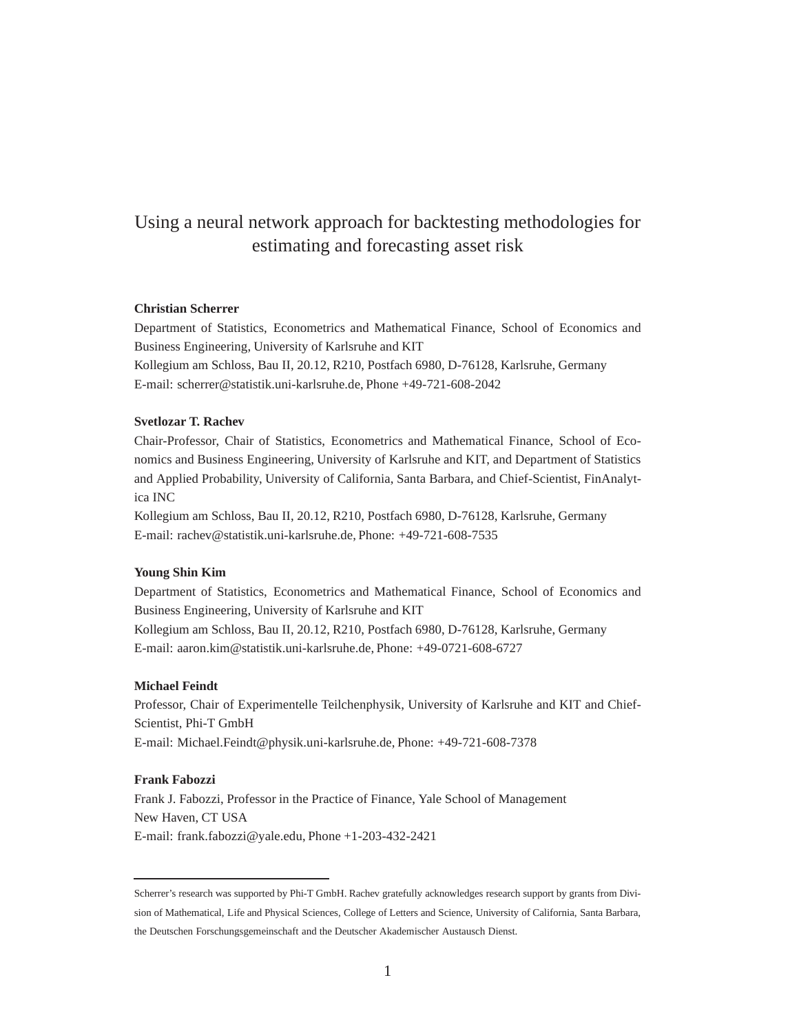# Using a neural network approach for backtesting methodologies for estimating and forecasting asset risk

**Christian Scherrer**

Department of Statistics, Econometrics and Mathematical Finance, School of Economics and Business Engineering, University of Karlsruhe and KIT
Kollegium am Schloss, Bau II, 20.12, R210, Postfach 6980, D-76128, Karlsruhe, Germany
E-mail: scherrer@statistik.uni-karlsruhe.de, Phone +49-721-608-2042

**Svetlozar T. Rachev**

Chair-Professor, Chair of Statistics, Econometrics and Mathematical Finance, School of Economics and Business Engineering, University of Karlsruhe and KIT, and Department of Statistics and Applied Probability, University of California, Santa Barbara, and Chief-Scientist, FinAnalytica INC
Kollegium am Schloss, Bau II, 20.12, R210, Postfach 6980, D-76128, Karlsruhe, Germany
E-mail: rachev@statistik.uni-karlsruhe.de, Phone: +49-721-608-7535

**Young Shin Kim**

Department of Statistics, Econometrics and Mathematical Finance, School of Economics and Business Engineering, University of Karlsruhe and KIT
Kollegium am Schloss, Bau II, 20.12, R210, Postfach 6980, D-76128, Karlsruhe, Germany
E-mail: aaron.kim@statistik.uni-karlsruhe.de, Phone: +49-0721-608-6727

**Michael Feindt**

Professor, Chair of Experimentelle Teilchenphysik, University of Karlsruhe and KIT and Chief-Scientist, Phi-T GmbH
E-mail: Michael.Feindt@physik.uni-karlsruhe.de, Phone: +49-721-608-7378

**Frank Fabozzi**

Frank J. Fabozzi, Professor in the Practice of Finance, Yale School of Management
New Haven, CT USA
E-mail: frank.fabozzi@yale.edu, Phone +1-203-432-2421

---

Scherrer's research was supported by Phi-T GmbH. Rachev gratefully acknowledges research support by grants from Division of Mathematical, Life and Physical Sciences, College of Letters and Science, University of California, Santa Barbara, the Deutschen Forschungsgemeinschaft and the Deutscher Akademischer Austausch Dienst.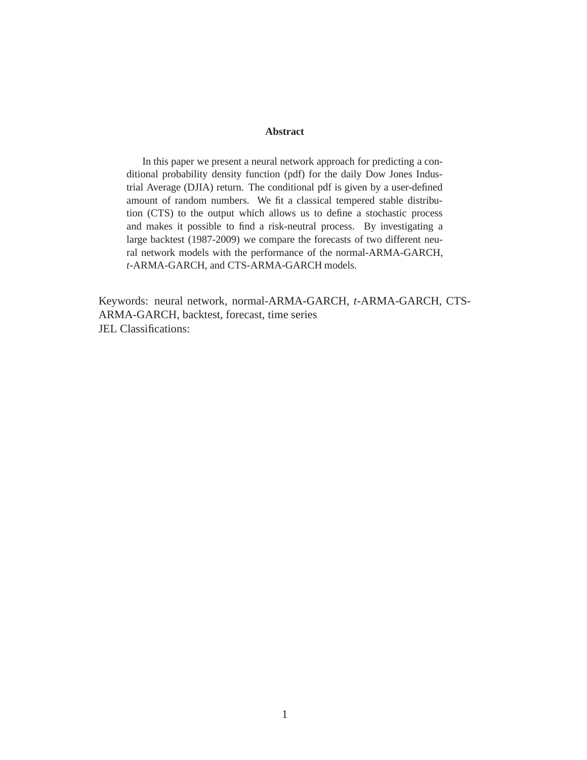## Abstract

In this paper we present a neural network approach for predicting a conditional probability density function (pdf) for the daily Dow Jones Industrial Average (DJIA) return. The conditional pdf is given by a user-defined amount of random numbers. We fit a classical tempered stable distribution (CTS) to the output which allows us to define a stochastic process and makes it possible to find a risk-neutral process. By investigating a large backtest (1987-2009) we compare the forecasts of two different neural network models with the performance of the normal-ARMA-GARCH, *t*-ARMA-GARCH, and CTS-ARMA-GARCH models.

Keywords: neural network, normal-ARMA-GARCH, *t*-ARMA-GARCH, CTS-ARMA-GARCH, backtest, forecast, time series
JEL Classifications: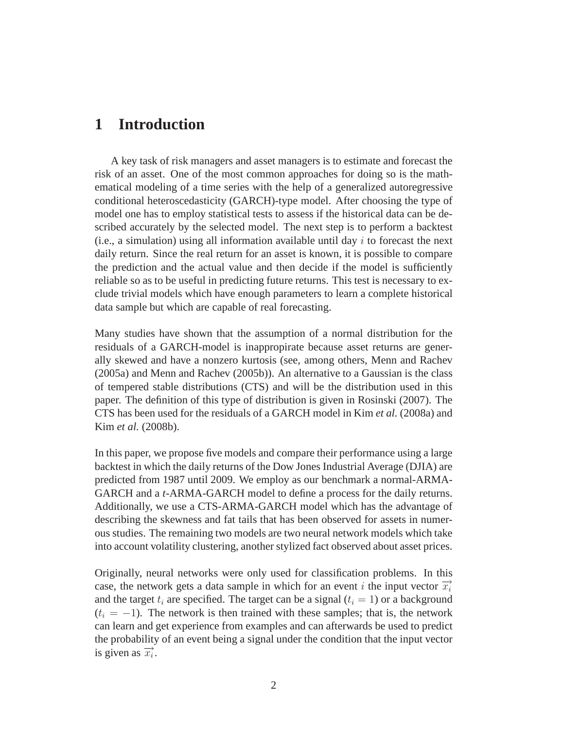# 1 Introduction

A key task of risk managers and asset managers is to estimate and forecast the risk of an asset. One of the most common approaches for doing so is the mathematical modeling of a time series with the help of a generalized autoregressive conditional heteroscedasticity (GARCH)-type model. After choosing the type of model one has to employ statistical tests to assess if the historical data can be described accurately by the selected model. The next step is to perform a backtest (i.e., a simulation) using all information available until day $i$ to forecast the next daily return. Since the real return for an asset is known, it is possible to compare the prediction and the actual value and then decide if the model is sufficiently reliable so as to be useful in predicting future returns. This test is necessary to exclude trivial models which have enough parameters to learn a complete historical data sample but which are capable of real forecasting.

Many studies have shown that the assumption of a normal distribution for the residuals of a GARCH-model is inappropirate because asset returns are generally skewed and have a nonzero kurtosis (see, among others, Menn and Rachev (2005a) and Menn and Rachev (2005b)). An alternative to a Gaussian is the class of tempered stable distributions (CTS) and will be the distribution used in this paper. The definition of this type of distribution is given in Rosinski (2007). The CTS has been used for the residuals of a GARCH model in Kim *et al.* (2008a) and Kim *et al.* (2008b).

In this paper, we propose five models and compare their performance using a large backtest in which the daily returns of the Dow Jones Industrial Average (DJIA) are predicted from 1987 until 2009. We employ as our benchmark a normal-ARMA-GARCH and a *t*-ARMA-GARCH model to define a process for the daily returns. Additionally, we use a CTS-ARMA-GARCH model which has the advantage of describing the skewness and fat tails that has been observed for assets in numerous studies. The remaining two models are two neural network models which take into account volatility clustering, another stylized fact observed about asset prices.

Originally, neural networks were only used for classification problems. In this case, the network gets a data sample in which for an event $i$ the input vector $\overrightarrow{x_i}$ and the target $t_i$ are specified. The target can be a signal ($t_i = 1$) or a background ($t_i = -1$). The network is then trained with these samples; that is, the network can learn and get experience from examples and can afterwards be used to predict the probability of an event being a signal under the condition that the input vector is given as $\overrightarrow{x_i}$.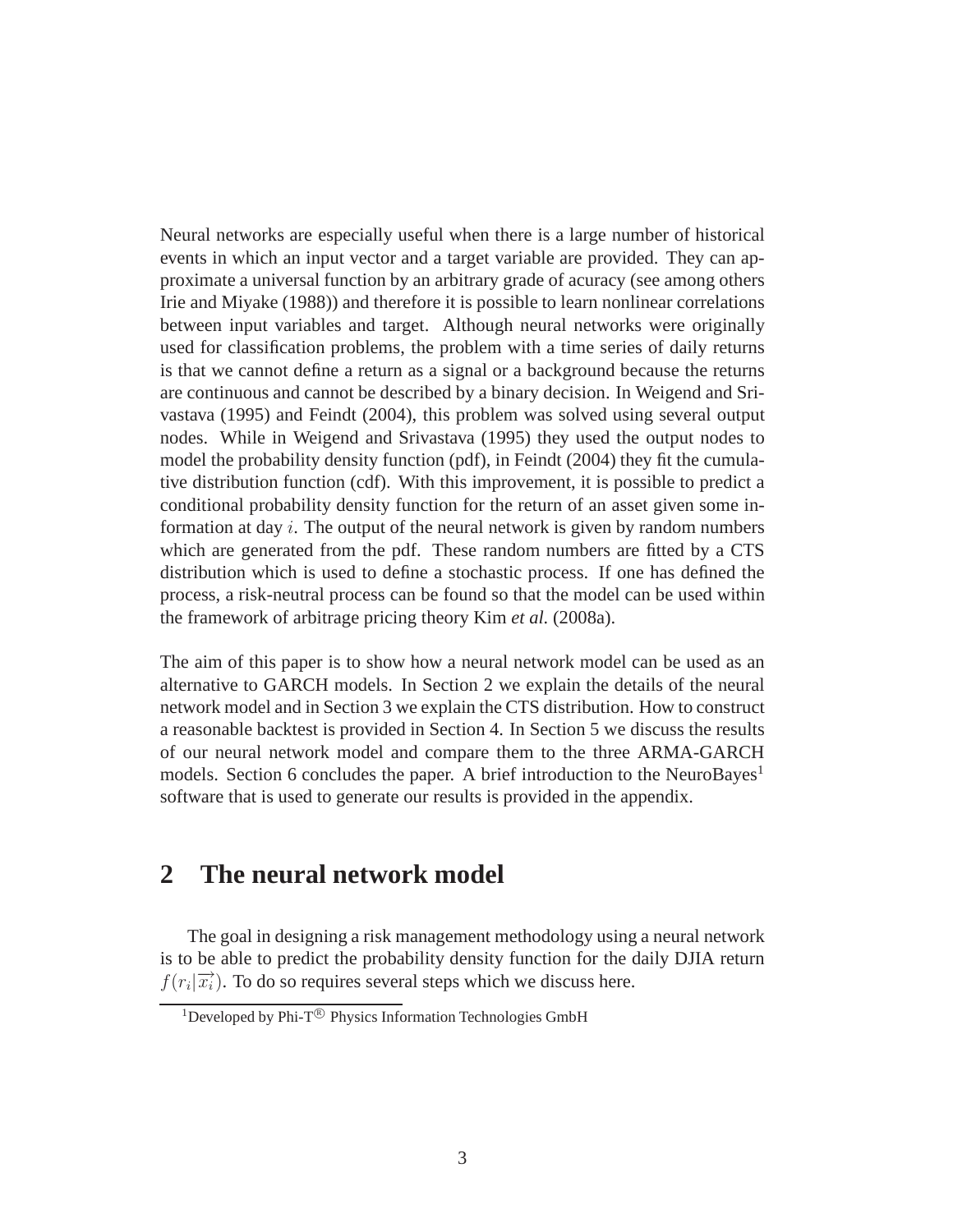Neural networks are especially useful when there is a large number of historical events in which an input vector and a target variable are provided. They can approximate a universal function by an arbitrary grade of acuracy (see among others Irie and Miyake (1988)) and therefore it is possible to learn nonlinear correlations between input variables and target. Although neural networks were originally used for classification problems, the problem with a time series of daily returns is that we cannot define a return as a signal or a background because the returns are continuous and cannot be described by a binary decision. In Weigend and Srivastava (1995) and Feindt (2004), this problem was solved using several output nodes. While in Weigend and Srivastava (1995) they used the output nodes to model the probability density function (pdf), in Feindt (2004) they fit the cumulative distribution function (cdf). With this improvement, it is possible to predict a conditional probability density function for the return of an asset given some information at day $i$. The output of the neural network is given by random numbers which are generated from the pdf. These random numbers are fitted by a CTS distribution which is used to define a stochastic process. If one has defined the process, a risk-neutral process can be found so that the model can be used within the framework of arbitrage pricing theory Kim *et al.* (2008a).

The aim of this paper is to show how a neural network model can be used as an alternative to GARCH models. In Section 2 we explain the details of the neural network model and in Section 3 we explain the CTS distribution. How to construct a reasonable backtest is provided in Section 4. In Section 5 we discuss the results of our neural network model and compare them to the three ARMA-GARCH models. Section 6 concludes the paper. A brief introduction to the NeuroBayes[1] software that is used to generate our results is provided in the appendix.

## 2 The neural network model

The goal in designing a risk management methodology using a neural network is to be able to predict the probability density function for the daily DJIA return $f(r_i|\overrightarrow{x_i})$. To do so requires several steps which we discuss here.

[1]Developed by Phi-T® Physics Information Technologies GmbH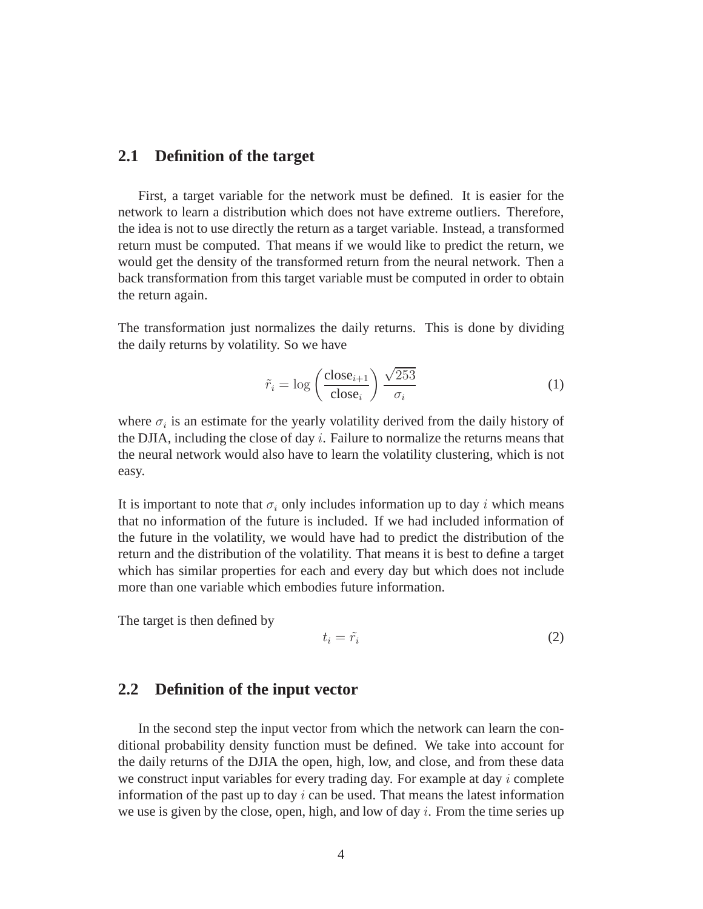### 2.1 Definition of the target

First, a target variable for the network must be defined. It is easier for the network to learn a distribution which does not have extreme outliers. Therefore, the idea is not to use directly the return as a target variable. Instead, a transformed return must be computed. That means if we would like to predict the return, we would get the density of the transformed return from the neural network. Then a back transformation from this target variable must be computed in order to obtain the return again.

The transformation just normalizes the daily returns. This is done by dividing the daily returns by volatility. So we have

$$\tilde{r}_i = \log\left(\frac{\text{close}_{i+1}}{\text{close}_i}\right)\frac{\sqrt{253}}{\sigma_i} \tag{1}$$

where $\sigma_i$ is an estimate for the yearly volatility derived from the daily history of the DJIA, including the close of day $i$. Failure to normalize the returns means that the neural network would also have to learn the volatility clustering, which is not easy.

It is important to note that $\sigma_i$ only includes information up to day $i$ which means that no information of the future is included. If we had included information of the future in the volatility, we would have had to predict the distribution of the return and the distribution of the volatility. That means it is best to define a target which has similar properties for each and every day but which does not include more than one variable which embodies future information.

The target is then defined by

$$t_i = \tilde{r}_i \tag{2}$$

### 2.2 Definition of the input vector

In the second step the input vector from which the network can learn the conditional probability density function must be defined. We take into account for the daily returns of the DJIA the open, high, low, and close, and from these data we construct input variables for every trading day. For example at day $i$ complete information of the past up to day $i$ can be used. That means the latest information we use is given by the close, open, high, and low of day $i$. From the time series up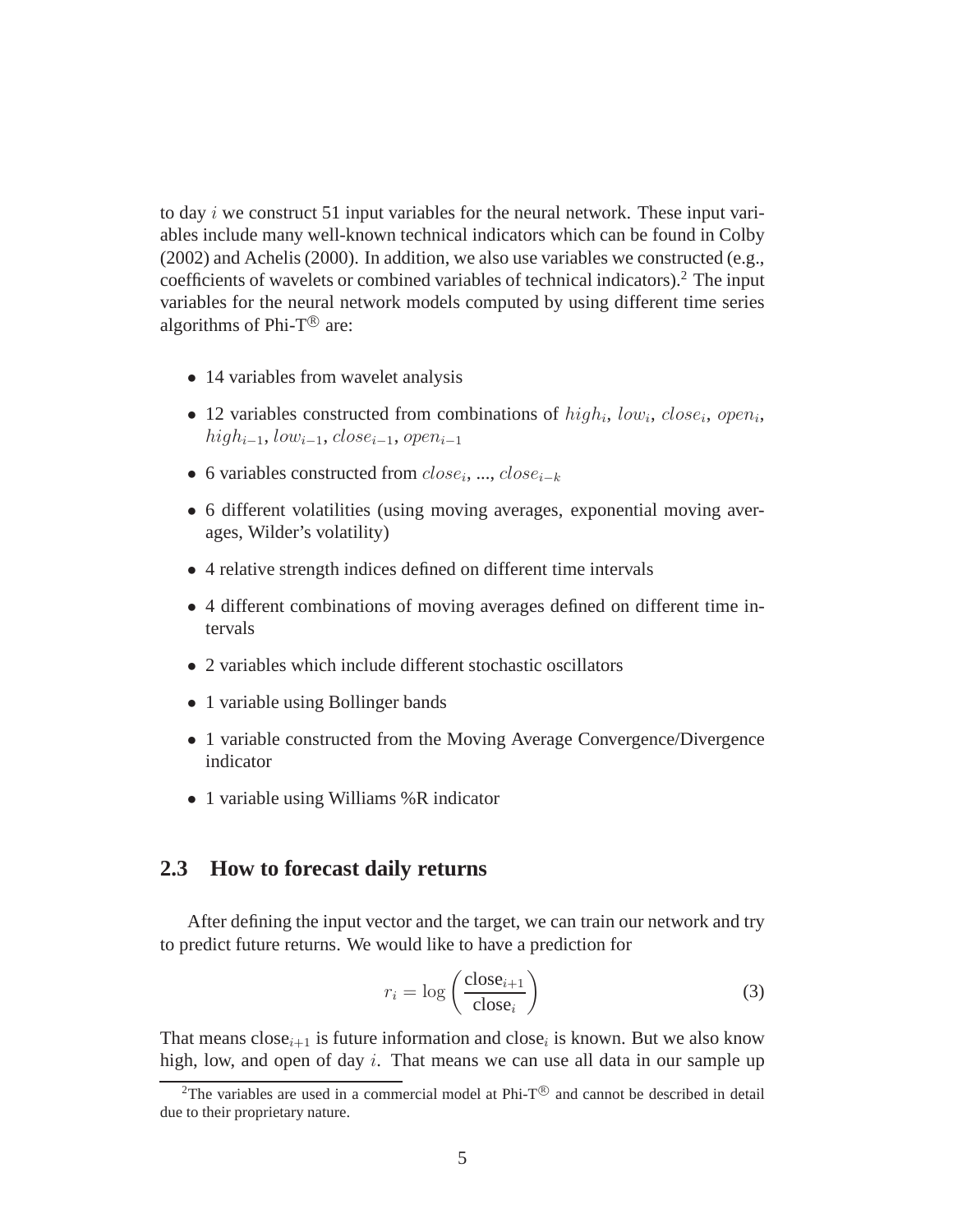to day $i$ we construct 51 input variables for the neural network. These input variables include many well-known technical indicators which can be found in Colby (2002) and Achelis (2000). In addition, we also use variables we constructed (e.g., coefficients of wavelets or combined variables of technical indicators).[2] The input variables for the neural network models computed by using different time series algorithms of Phi-T® are:

- 14 variables from wavelet analysis
- 12 variables constructed from combinations of $high_i$, $low_i$, $close_i$, $open_i$, $high_{i-1}$, $low_{i-1}$, $close_{i-1}$, $open_{i-1}$
- 6 variables constructed from $close_i$, ..., $close_{i-k}$
- 6 different volatilities (using moving averages, exponential moving averages, Wilder's volatility)
- 4 relative strength indices defined on different time intervals
- 4 different combinations of moving averages defined on different time intervals
- 2 variables which include different stochastic oscillators
- 1 variable using Bollinger bands
- 1 variable constructed from the Moving Average Convergence/Divergence indicator
- 1 variable using Williams %R indicator

## 2.3 How to forecast daily returns

After defining the input vector and the target, we can train our network and try to predict future returns. We would like to have a prediction for

$$r_i = \log\left(\frac{\text{close}_{i+1}}{\text{close}_i}\right) \tag{3}$$

That means $\text{close}_{i+1}$ is future information and $\text{close}_i$ is known. But we also know high, low, and open of day $i$. That means we can use all data in our sample up

[2]The variables are used in a commercial model at Phi-T® and cannot be described in detail due to their proprietary nature.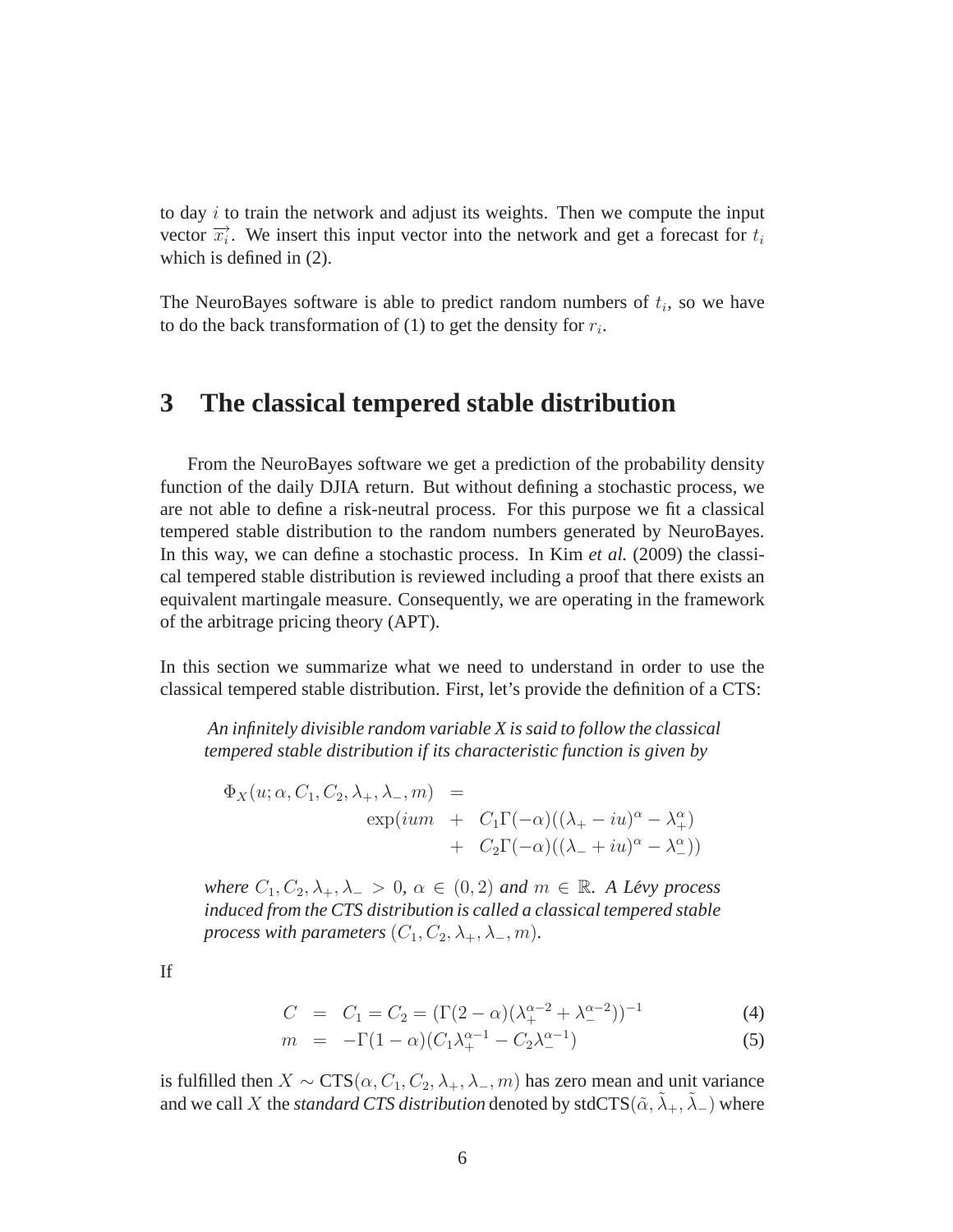to day $i$ to train the network and adjust its weights. Then we compute the input vector $\overrightarrow{x_i}$. We insert this input vector into the network and get a forecast for $t_i$ which is defined in (2).

The NeuroBayes software is able to predict random numbers of $t_i$, so we have to do the back transformation of (1) to get the density for $r_i$.

# 3 The classical tempered stable distribution

From the NeuroBayes software we get a prediction of the probability density function of the daily DJIA return. But without defining a stochastic process, we are not able to define a risk-neutral process. For this purpose we fit a classical tempered stable distribution to the random numbers generated by NeuroBayes. In this way, we can define a stochastic process. In Kim *et al.* (2009) the classical tempered stable distribution is reviewed including a proof that there exists an equivalent martingale measure. Consequently, we are operating in the framework of the arbitrage pricing theory (APT).

In this section we summarize what we need to understand in order to use the classical tempered stable distribution. First, let's provide the definition of a CTS:

> *An infinitely divisible random variable X is said to follow the classical tempered stable distribution if its characteristic function is given by*
>
> $$\begin{aligned} \Phi_X(u; \alpha, C_1, C_2, \lambda_+, \lambda_-, m) &= \\ \exp(ium &+ C_1\Gamma(-\alpha)((\lambda_+ - iu)^\alpha - \lambda_+^\alpha) \\ &+ C_2\Gamma(-\alpha)((\lambda_- + iu)^\alpha - \lambda_-^\alpha)) \end{aligned}$$
>
> *where $C_1, C_2, \lambda_+, \lambda_- > 0$, $\alpha \in (0, 2)$ and $m \in \mathbb{R}$. A Lévy process induced from the CTS distribution is called a classical tempered stable process with parameters $(C_1, C_2, \lambda_+, \lambda_-, m)$.*

If

$$C = C_1 = C_2 = (\Gamma(2-\alpha)(\lambda_+^{\alpha-2} + \lambda_-^{\alpha-2}))^{-1} \tag{4}$$

$$m = -\Gamma(1-\alpha)(C_1\lambda_+^{\alpha-1} - C_2\lambda_-^{\alpha-1}) \tag{5}$$

is fulfilled then $X \sim \text{CTS}(\alpha, C_1, C_2, \lambda_+, \lambda_-, m)$ has zero mean and unit variance and we call $X$ the *standard CTS distribution* denoted by stdCTS$(\tilde{\alpha}, \tilde{\lambda}_+, \tilde{\lambda}_-)$ where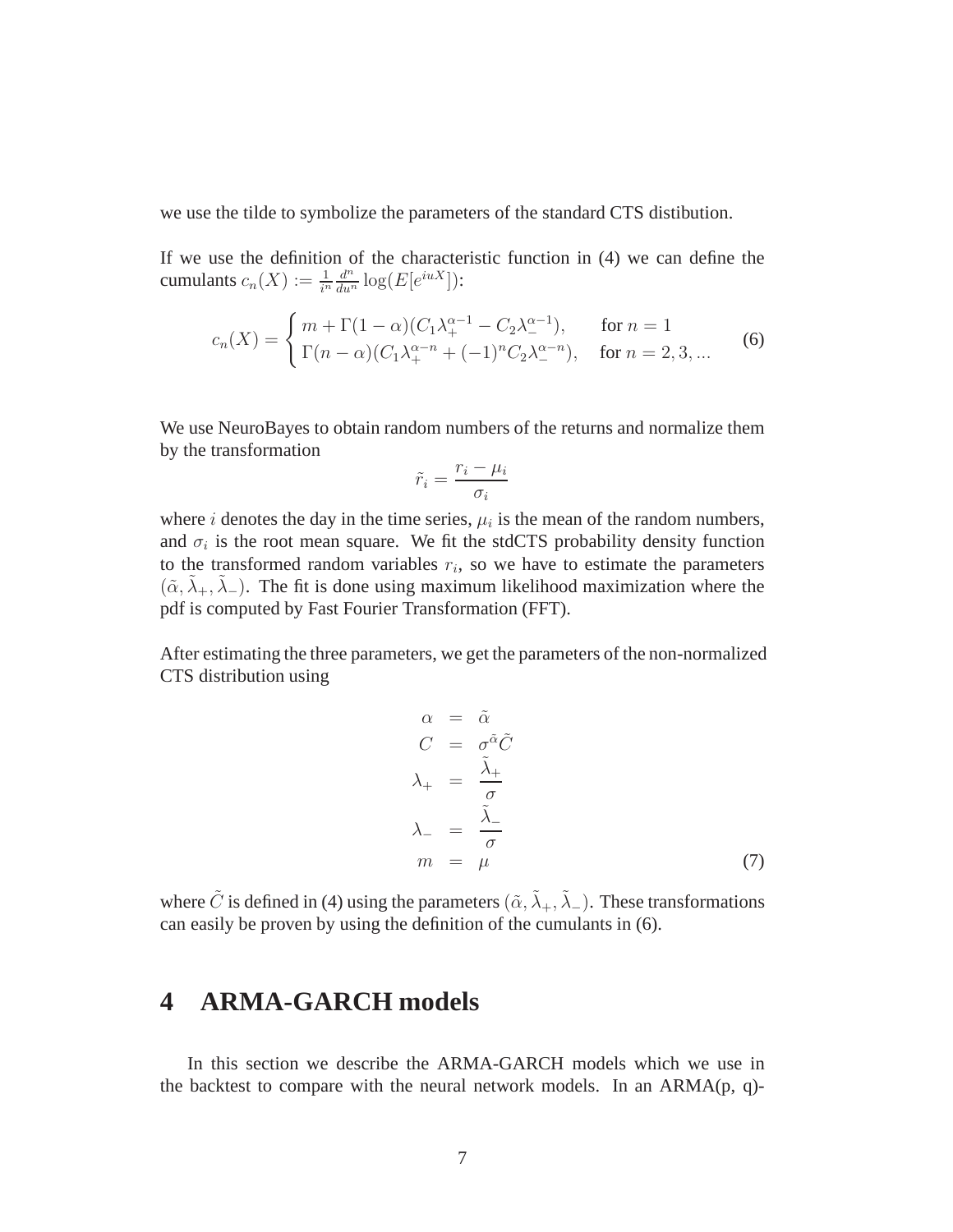we use the tilde to symbolize the parameters of the standard CTS distibution.

If we use the definition of the characteristic function in (4) we can define the cumulants $c_n(X) := \frac{1}{i^n}\frac{d^n}{du^n}\log(E[e^{iuX}])$:

$$c_n(X) = \begin{cases} m + \Gamma(1-\alpha)(C_1\lambda_+^{\alpha-1} - C_2\lambda_-^{\alpha-1}), & \text{for } n = 1 \\ \Gamma(n-\alpha)(C_1\lambda_+^{\alpha-n} + (-1)^n C_2\lambda_-^{\alpha-n}), & \text{for } n = 2, 3, ... \end{cases} \tag{6}$$

We use NeuroBayes to obtain random numbers of the returns and normalize them by the transformation

$$\tilde{r}_i = \frac{r_i - \mu_i}{\sigma_i}$$

where $i$ denotes the day in the time series, $\mu_i$ is the mean of the random numbers, and $\sigma_i$ is the root mean square. We fit the stdCTS probability density function to the transformed random variables $r_i$, so we have to estimate the parameters $(\tilde{\alpha}, \tilde{\lambda}_+, \tilde{\lambda}_-)$. The fit is done using maximum likelihood maximization where the pdf is computed by Fast Fourier Transformation (FFT).

After estimating the three parameters, we get the parameters of the non-normalized CTS distribution using

$$\begin{aligned} \alpha &= \tilde{\alpha} \\ C &= \sigma^{\tilde{\alpha}}\tilde{C} \\ \lambda_+ &= \frac{\tilde{\lambda}_+}{\sigma} \\ \lambda_- &= \frac{\tilde{\lambda}_-}{\sigma} \\ m &= \mu \end{aligned} \tag{7}$$

where $\tilde{C}$ is defined in (4) using the parameters $(\tilde{\alpha}, \tilde{\lambda}_+, \tilde{\lambda}_-)$. These transformations can easily be proven by using the definition of the cumulants in (6).

# 4 ARMA-GARCH models

In this section we describe the ARMA-GARCH models which we use in the backtest to compare with the neural network models. In an ARMA(p, q)-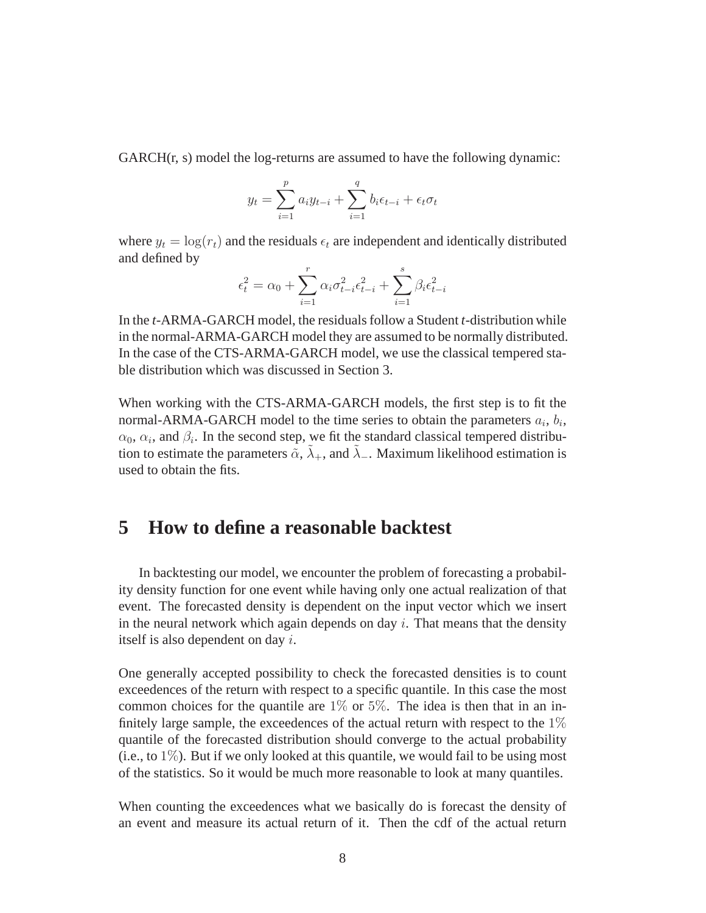GARCH(r, s) model the log-returns are assumed to have the following dynamic:

$$y_t = \sum_{i=1}^{p} a_i y_{t-i} + \sum_{i=1}^{q} b_i \epsilon_{t-i} + \epsilon_t \sigma_t$$

where $y_t = \log(r_t)$ and the residuals $\epsilon_t$ are independent and identically distributed and defined by

$$\epsilon_t^2 = \alpha_0 + \sum_{i=1}^{r} \alpha_i \sigma_{t-i}^2 \epsilon_{t-i}^2 + \sum_{i=1}^{s} \beta_i \epsilon_{t-i}^2$$

In the *t*-ARMA-GARCH model, the residuals follow a Student *t*-distribution while in the normal-ARMA-GARCH model they are assumed to be normally distributed. In the case of the CTS-ARMA-GARCH model, we use the classical tempered stable distribution which was discussed in Section 3.

When working with the CTS-ARMA-GARCH models, the first step is to fit the normal-ARMA-GARCH model to the time series to obtain the parameters $a_i$, $b_i$, $\alpha_0$, $\alpha_i$, and $\beta_i$. In the second step, we fit the standard classical tempered distribution to estimate the parameters $\tilde{\alpha}$, $\tilde{\lambda}_+$, and $\tilde{\lambda}_-$. Maximum likelihood estimation is used to obtain the fits.

# 5 How to define a reasonable backtest

In backtesting our model, we encounter the problem of forecasting a probability density function for one event while having only one actual realization of that event. The forecasted density is dependent on the input vector which we insert in the neural network which again depends on day $i$. That means that the density itself is also dependent on day $i$.

One generally accepted possibility to check the forecasted densities is to count exceedences of the return with respect to a specific quantile. In this case the most common choices for the quantile are $1\%$ or $5\%$. The idea is then that in an infinitely large sample, the exceedences of the actual return with respect to the $1\%$ quantile of the forecasted distribution should converge to the actual probability (i.e., to $1\%$). But if we only looked at this quantile, we would fail to be using most of the statistics. So it would be much more reasonable to look at many quantiles.

When counting the exceedences what we basically do is forecast the density of an event and measure its actual return of it. Then the cdf of the actual return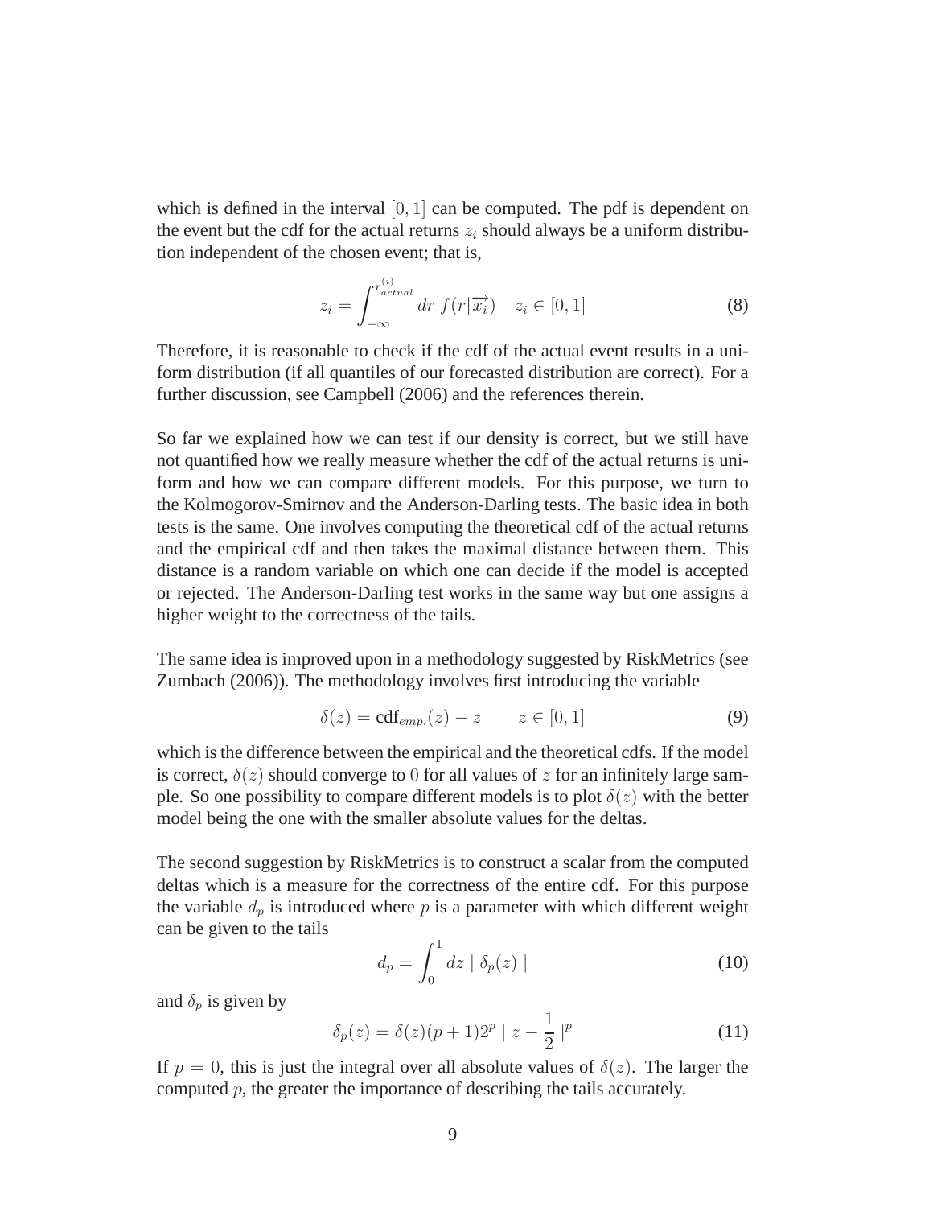which is defined in the interval $[0, 1]$ can be computed. The pdf is dependent on the event but the cdf for the actual returns $z_i$ should always be a uniform distribution independent of the chosen event; that is,

$$z_i = \int_{-\infty}^{r_{actual}^{(i)}} dr \; f(r|\overrightarrow{x_i}) \quad z_i \in [0, 1] \tag{8}$$

Therefore, it is reasonable to check if the cdf of the actual event results in a uniform distribution (if all quantiles of our forecasted distribution are correct). For a further discussion, see Campbell (2006) and the references therein.

So far we explained how we can test if our density is correct, but we still have not quantified how we really measure whether the cdf of the actual returns is uniform and how we can compare different models. For this purpose, we turn to the Kolmogorov-Smirnov and the Anderson-Darling tests. The basic idea in both tests is the same. One involves computing the theoretical cdf of the actual returns and the empirical cdf and then takes the maximal distance between them. This distance is a random variable on which one can decide if the model is accepted or rejected. The Anderson-Darling test works in the same way but one assigns a higher weight to the correctness of the tails.

The same idea is improved upon in a methodology suggested by RiskMetrics (see Zumbach (2006)). The methodology involves first introducing the variable

$$\delta(z) = \text{cdf}_{emp.}(z) - z \qquad z \in [0, 1] \tag{9}$$

which is the difference between the empirical and the theoretical cdfs. If the model is correct, $\delta(z)$ should converge to $0$ for all values of $z$ for an infinitely large sample. So one possibility to compare different models is to plot $\delta(z)$ with the better model being the one with the smaller absolute values for the deltas.

The second suggestion by RiskMetrics is to construct a scalar from the computed deltas which is a measure for the correctness of the entire cdf. For this purpose the variable $d_p$ is introduced where $p$ is a parameter with which different weight can be given to the tails

$$d_p = \int_0^1 dz \mid \delta_p(z) \mid \tag{10}$$

and $\delta_p$ is given by

$$\delta_p(z) = \delta(z)(p+1)2^p \mid z - \frac{1}{2} \mid^p \tag{11}$$

If $p = 0$, this is just the integral over all absolute values of $\delta(z)$. The larger the computed $p$, the greater the importance of describing the tails accurately.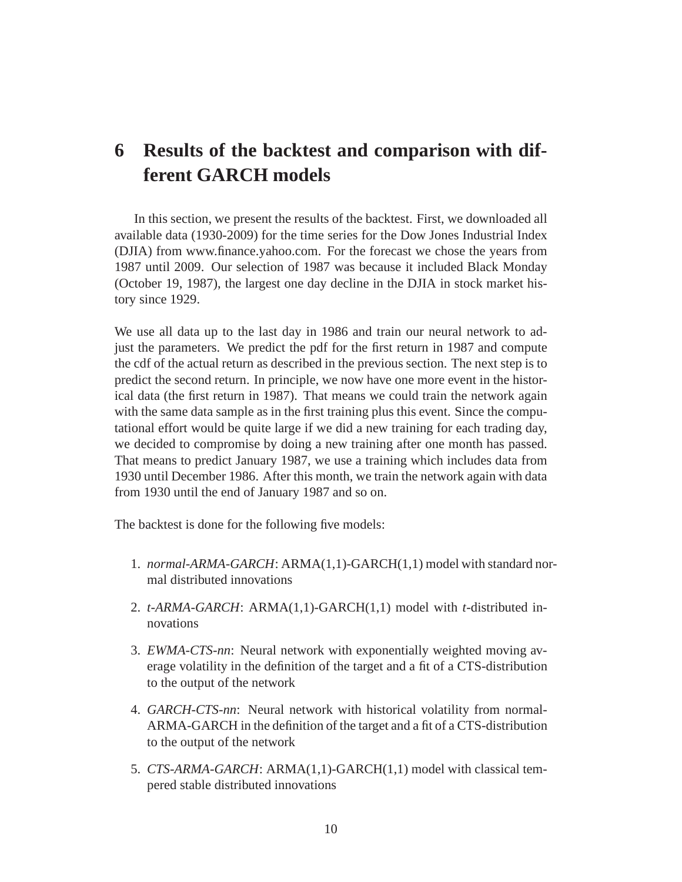# 6 Results of the backtest and comparison with different GARCH models

In this section, we present the results of the backtest. First, we downloaded all available data (1930-2009) for the time series for the Dow Jones Industrial Index (DJIA) from www.finance.yahoo.com. For the forecast we chose the years from 1987 until 2009. Our selection of 1987 was because it included Black Monday (October 19, 1987), the largest one day decline in the DJIA in stock market history since 1929.

We use all data up to the last day in 1986 and train our neural network to adjust the parameters. We predict the pdf for the first return in 1987 and compute the cdf of the actual return as described in the previous section. The next step is to predict the second return. In principle, we now have one more event in the historical data (the first return in 1987). That means we could train the network again with the same data sample as in the first training plus this event. Since the computational effort would be quite large if we did a new training for each trading day, we decided to compromise by doing a new training after one month has passed. That means to predict January 1987, we use a training which includes data from 1930 until December 1986. After this month, we train the network again with data from 1930 until the end of January 1987 and so on.

The backtest is done for the following five models:

1. *normal-ARMA-GARCH*: ARMA(1,1)-GARCH(1,1) model with standard normal distributed innovations
2. *t-ARMA-GARCH*: ARMA(1,1)-GARCH(1,1) model with *t*-distributed innovations
3. *EWMA-CTS-nn*: Neural network with exponentially weighted moving average volatility in the definition of the target and a fit of a CTS-distribution to the output of the network
4. *GARCH-CTS-nn*: Neural network with historical volatility from normal-ARMA-GARCH in the definition of the target and a fit of a CTS-distribution to the output of the network
5. *CTS-ARMA-GARCH*: ARMA(1,1)-GARCH(1,1) model with classical tempered stable distributed innovations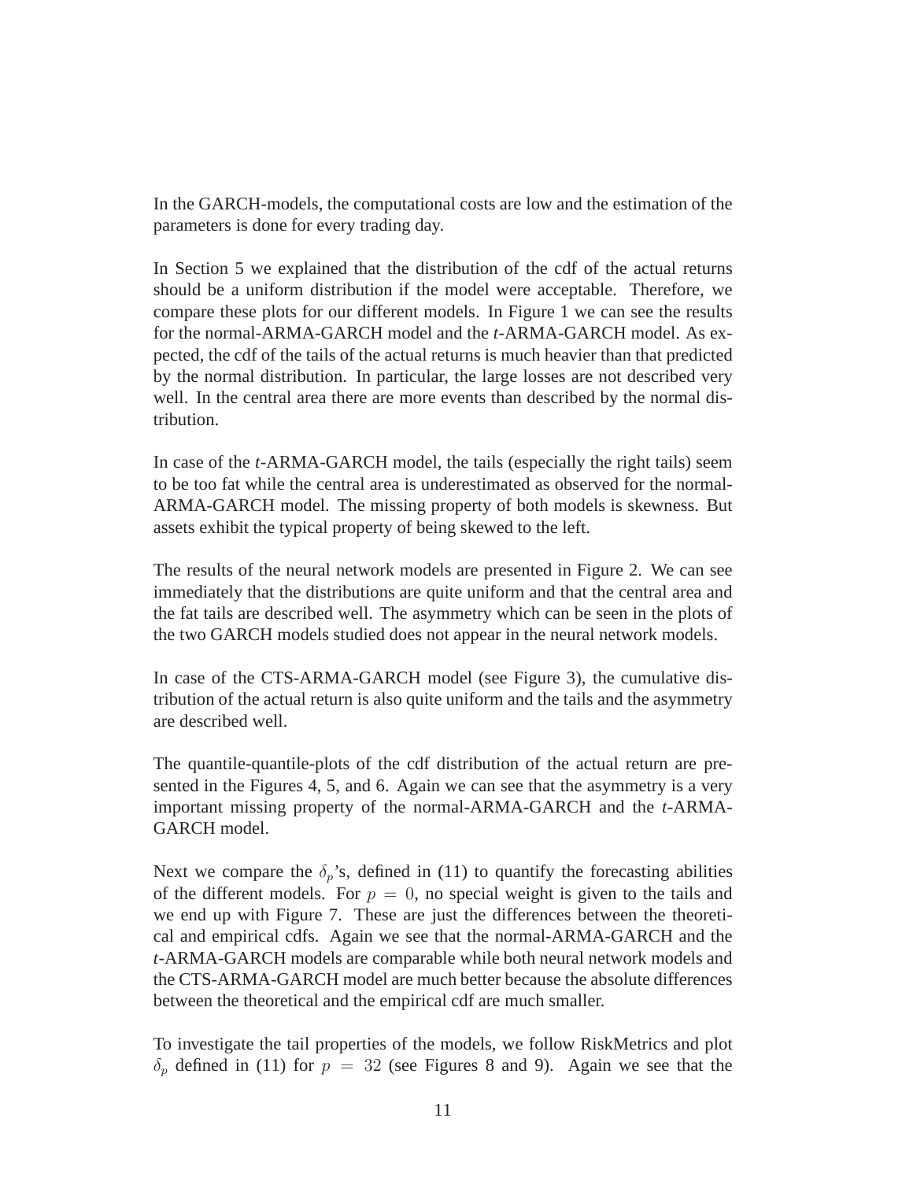In the GARCH-models, the computational costs are low and the estimation of the parameters is done for every trading day.

In Section 5 we explained that the distribution of the cdf of the actual returns should be a uniform distribution if the model were acceptable. Therefore, we compare these plots for our different models. In Figure 1 we can see the results for the normal-ARMA-GARCH model and the *t*-ARMA-GARCH model. As expected, the cdf of the tails of the actual returns is much heavier than that predicted by the normal distribution. In particular, the large losses are not described very well. In the central area there are more events than described by the normal distribution.

In case of the *t*-ARMA-GARCH model, the tails (especially the right tails) seem to be too fat while the central area is underestimated as observed for the normal-ARMA-GARCH model. The missing property of both models is skewness. But assets exhibit the typical property of being skewed to the left.

The results of the neural network models are presented in Figure 2. We can see immediately that the distributions are quite uniform and that the central area and the fat tails are described well. The asymmetry which can be seen in the plots of the two GARCH models studied does not appear in the neural network models.

In case of the CTS-ARMA-GARCH model (see Figure 3), the cumulative distribution of the actual return is also quite uniform and the tails and the asymmetry are described well.

The quantile-quantile-plots of the cdf distribution of the actual return are presented in the Figures 4, 5, and 6. Again we can see that the asymmetry is a very important missing property of the normal-ARMA-GARCH and the *t*-ARMA-GARCH model.

Next we compare the $\delta_p$'s, defined in (11) to quantify the forecasting abilities of the different models. For $p = 0$, no special weight is given to the tails and we end up with Figure 7. These are just the differences between the theoretical and empirical cdfs. Again we see that the normal-ARMA-GARCH and the *t*-ARMA-GARCH models are comparable while both neural network models and the CTS-ARMA-GARCH model are much better because the absolute differences between the theoretical and the empirical cdf are much smaller.

To investigate the tail properties of the models, we follow RiskMetrics and plot $\delta_p$ defined in (11) for $p = 32$ (see Figures 8 and 9). Again we see that the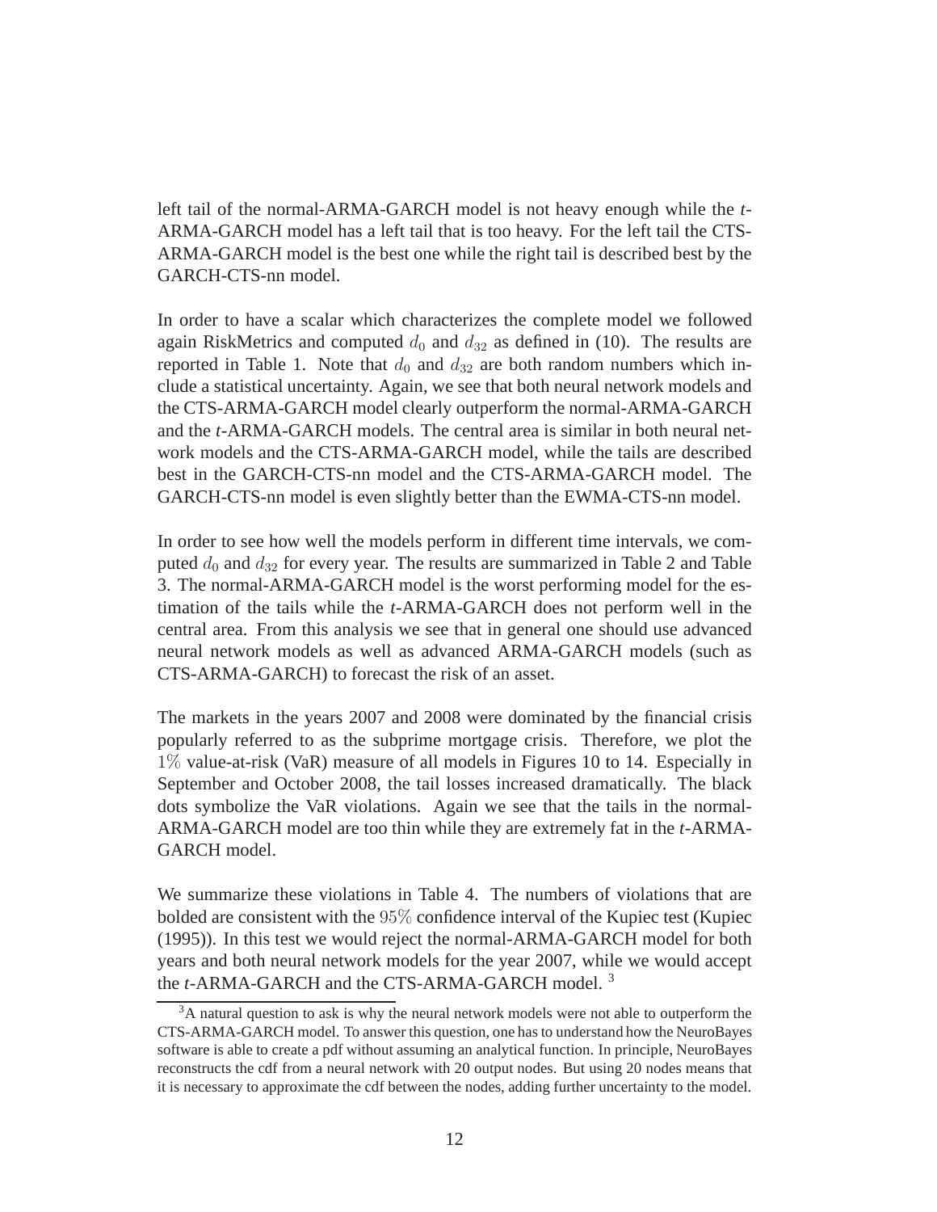left tail of the normal-ARMA-GARCH model is not heavy enough while the *t*-ARMA-GARCH model has a left tail that is too heavy. For the left tail the CTS-ARMA-GARCH model is the best one while the right tail is described best by the GARCH-CTS-nn model.

In order to have a scalar which characterizes the complete model we followed again RiskMetrics and computed $d_0$ and $d_{32}$ as defined in (10). The results are reported in Table 1. Note that $d_0$ and $d_{32}$ are both random numbers which include a statistical uncertainty. Again, we see that both neural network models and the CTS-ARMA-GARCH model clearly outperform the normal-ARMA-GARCH and the *t*-ARMA-GARCH models. The central area is similar in both neural network models and the CTS-ARMA-GARCH model, while the tails are described best in the GARCH-CTS-nn model and the CTS-ARMA-GARCH model. The GARCH-CTS-nn model is even slightly better than the EWMA-CTS-nn model.

In order to see how well the models perform in different time intervals, we computed $d_0$ and $d_{32}$ for every year. The results are summarized in Table 2 and Table 3. The normal-ARMA-GARCH model is the worst performing model for the estimation of the tails while the *t*-ARMA-GARCH does not perform well in the central area. From this analysis we see that in general one should use advanced neural network models as well as advanced ARMA-GARCH models (such as CTS-ARMA-GARCH) to forecast the risk of an asset.

The markets in the years 2007 and 2008 were dominated by the financial crisis popularly referred to as the subprime mortgage crisis. Therefore, we plot the $1\%$ value-at-risk (VaR) measure of all models in Figures 10 to 14. Especially in September and October 2008, the tail losses increased dramatically. The black dots symbolize the VaR violations. Again we see that the tails in the normal-ARMA-GARCH model are too thin while they are extremely fat in the *t*-ARMA-GARCH model.

We summarize these violations in Table 4. The numbers of violations that are bolded are consistent with the $95\%$ confidence interval of the Kupiec test (Kupiec (1995)). In this test we would reject the normal-ARMA-GARCH model for both years and both neural network models for the year 2007, while we would accept the *t*-ARMA-GARCH and the CTS-ARMA-GARCH model. [3]

[3] A natural question to ask is why the neural network models were not able to outperform the CTS-ARMA-GARCH model. To answer this question, one has to understand how the NeuroBayes software is able to create a pdf without assuming an analytical function. In principle, NeuroBayes reconstructs the cdf from a neural network with 20 output nodes. But using 20 nodes means that it is necessary to approximate the cdf between the nodes, adding further uncertainty to the model.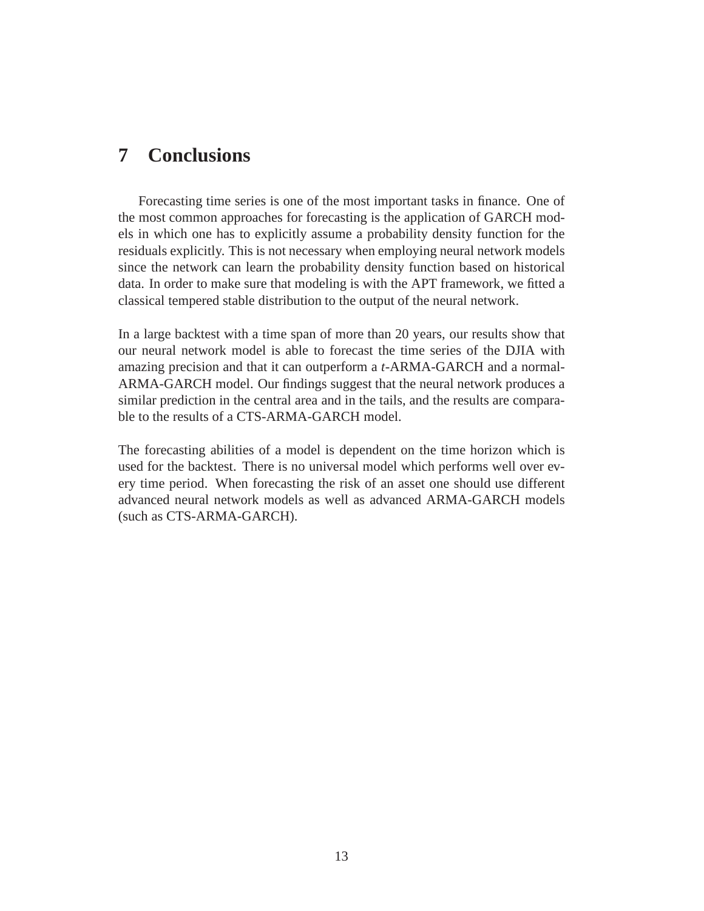# 7 Conclusions

Forecasting time series is one of the most important tasks in finance. One of the most common approaches for forecasting is the application of GARCH models in which one has to explicitly assume a probability density function for the residuals explicitly. This is not necessary when employing neural network models since the network can learn the probability density function based on historical data. In order to make sure that modeling is with the APT framework, we fitted a classical tempered stable distribution to the output of the neural network.

In a large backtest with a time span of more than 20 years, our results show that our neural network model is able to forecast the time series of the DJIA with amazing precision and that it can outperform a *t*-ARMA-GARCH and a normal-ARMA-GARCH model. Our findings suggest that the neural network produces a similar prediction in the central area and in the tails, and the results are comparable to the results of a CTS-ARMA-GARCH model.

The forecasting abilities of a model is dependent on the time horizon which is used for the backtest. There is no universal model which performs well over every time period. When forecasting the risk of an asset one should use different advanced neural network models as well as advanced ARMA-GARCH models (such as CTS-ARMA-GARCH).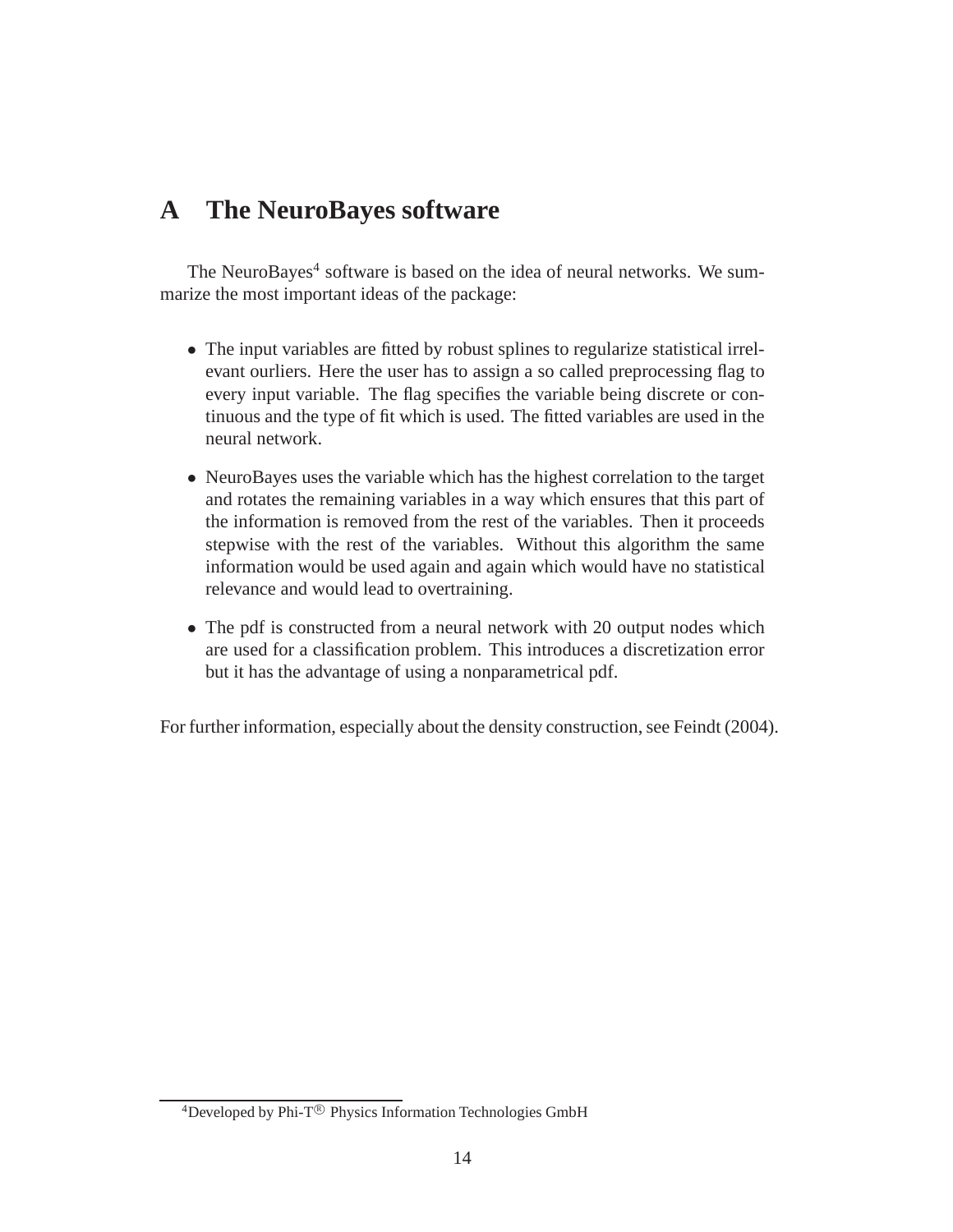# A The NeuroBayes software

The NeuroBayes[4] software is based on the idea of neural networks. We summarize the most important ideas of the package:

- The input variables are fitted by robust splines to regularize statistical irrelevant ourliers. Here the user has to assign a so called preprocessing flag to every input variable. The flag specifies the variable being discrete or continuous and the type of fit which is used. The fitted variables are used in the neural network.
- NeuroBayes uses the variable which has the highest correlation to the target and rotates the remaining variables in a way which ensures that this part of the information is removed from the rest of the variables. Then it proceeds stepwise with the rest of the variables. Without this algorithm the same information would be used again and again which would have no statistical relevance and would lead to overtraining.
- The pdf is constructed from a neural network with 20 output nodes which are used for a classification problem. This introduces a discretization error but it has the advantage of using a nonparametrical pdf.

For further information, especially about the density construction, see Feindt (2004).

[4] Developed by Phi-T® Physics Information Technologies GmbH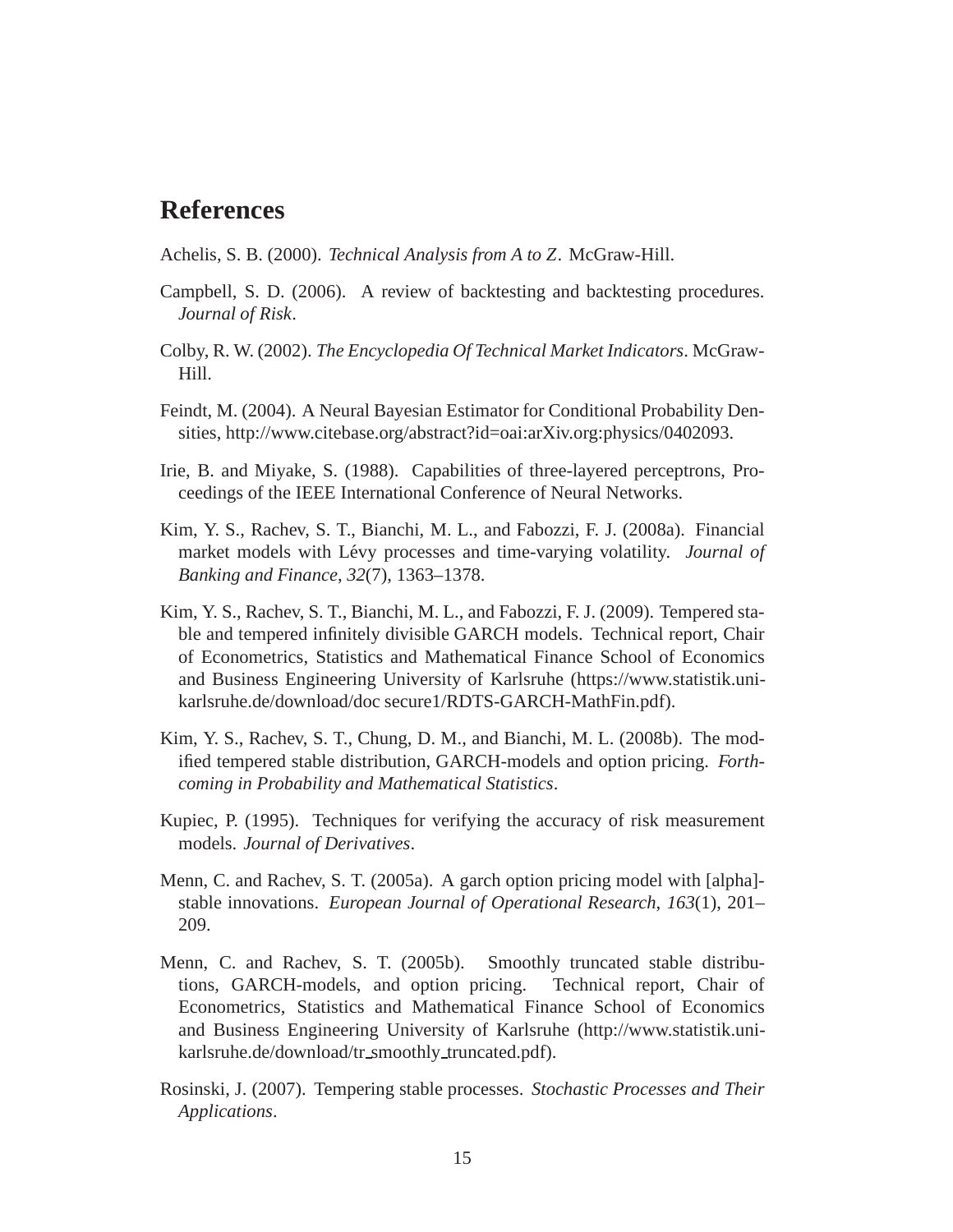# References

Achelis, S. B. (2000). *Technical Analysis from A to Z*. McGraw-Hill.

Campbell, S. D. (2006). A review of backtesting and backtesting procedures. *Journal of Risk*.

Colby, R. W. (2002). *The Encyclopedia Of Technical Market Indicators*. McGraw-Hill.

Feindt, M. (2004). A Neural Bayesian Estimator for Conditional Probability Densities, http://www.citebase.org/abstract?id=oai:arXiv.org:physics/0402093.

Irie, B. and Miyake, S. (1988). Capabilities of three-layered perceptrons, Proceedings of the IEEE International Conference of Neural Networks.

Kim, Y. S., Rachev, S. T., Bianchi, M. L., and Fabozzi, F. J. (2008a). Financial market models with Lévy processes and time-varying volatility. *Journal of Banking and Finance*, *32*(7), 1363–1378.

Kim, Y. S., Rachev, S. T., Bianchi, M. L., and Fabozzi, F. J. (2009). Tempered stable and tempered infinitely divisible GARCH models. Technical report, Chair of Econometrics, Statistics and Mathematical Finance School of Economics and Business Engineering University of Karlsruhe (https://www.statistik.uni-karlsruhe.de/download/doc secure1/RDTS-GARCH-MathFin.pdf).

Kim, Y. S., Rachev, S. T., Chung, D. M., and Bianchi, M. L. (2008b). The modified tempered stable distribution, GARCH-models and option pricing. *Forthcoming in Probability and Mathematical Statistics*.

Kupiec, P. (1995). Techniques for verifying the accuracy of risk measurement models. *Journal of Derivatives*.

Menn, C. and Rachev, S. T. (2005a). A garch option pricing model with [alpha]-stable innovations. *European Journal of Operational Research*, *163*(1), 201–209.

Menn, C. and Rachev, S. T. (2005b). Smoothly truncated stable distributions, GARCH-models, and option pricing. Technical report, Chair of Econometrics, Statistics and Mathematical Finance School of Economics and Business Engineering University of Karlsruhe (http://www.statistik.uni-karlsruhe.de/download/tr_smoothly_truncated.pdf).

Rosinski, J. (2007). Tempering stable processes. *Stochastic Processes and Their Applications*.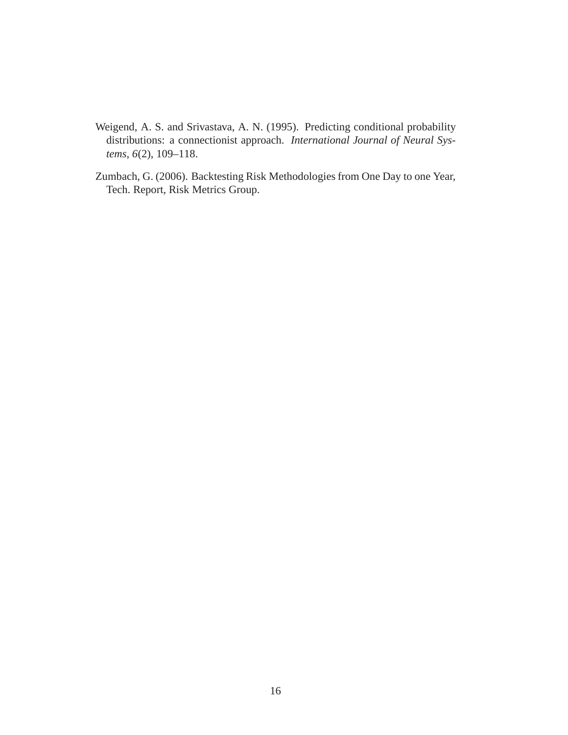Weigend, A. S. and Srivastava, A. N. (1995). Predicting conditional probability distributions: a connectionist approach. *International Journal of Neural Systems*, *6*(2), 109–118.

Zumbach, G. (2006). Backtesting Risk Methodologies from One Day to one Year, Tech. Report, Risk Metrics Group.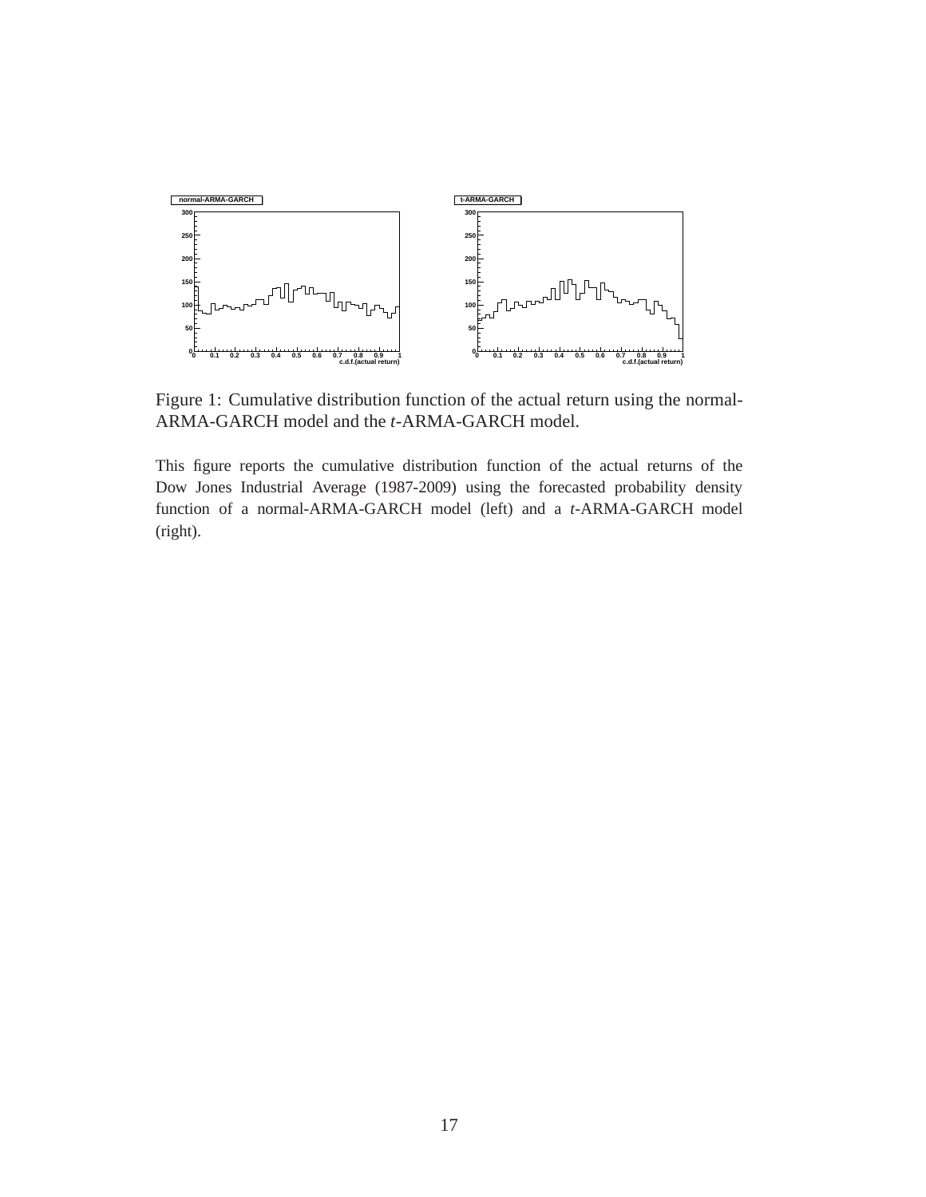Figure 1: Cumulative distribution function of the actual return using the normal-ARMA-GARCH model and the *t*-ARMA-GARCH model.

This figure reports the cumulative distribution function of the actual returns of the Dow Jones Industrial Average (1987-2009) using the forecasted probability density function of a normal-ARMA-GARCH model (left) and a *t*-ARMA-GARCH model (right).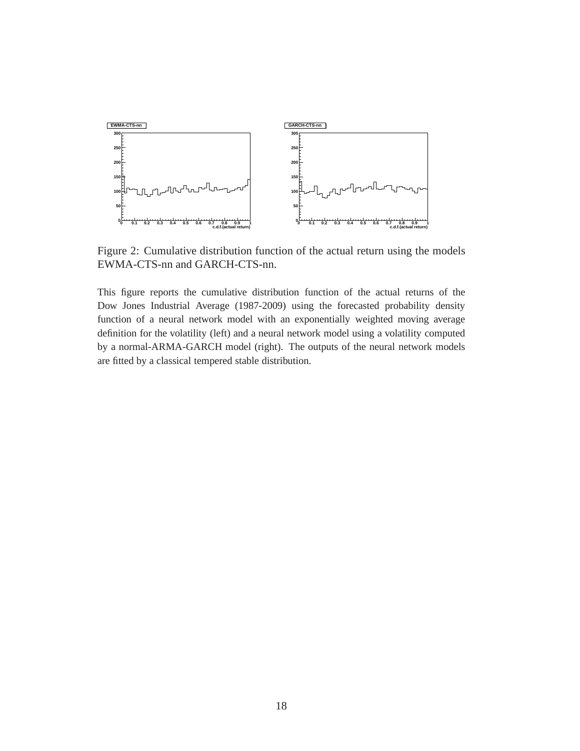Figure 2: Cumulative distribution function of the actual return using the models EWMA-CTS-nn and GARCH-CTS-nn.

This figure reports the cumulative distribution function of the actual returns of the Dow Jones Industrial Average (1987-2009) using the forecasted probability density function of a neural network model with an exponentially weighted moving average definition for the volatility (left) and a neural network model using a volatility computed by a normal-ARMA-GARCH model (right). The outputs of the neural network models are fitted by a classical tempered stable distribution.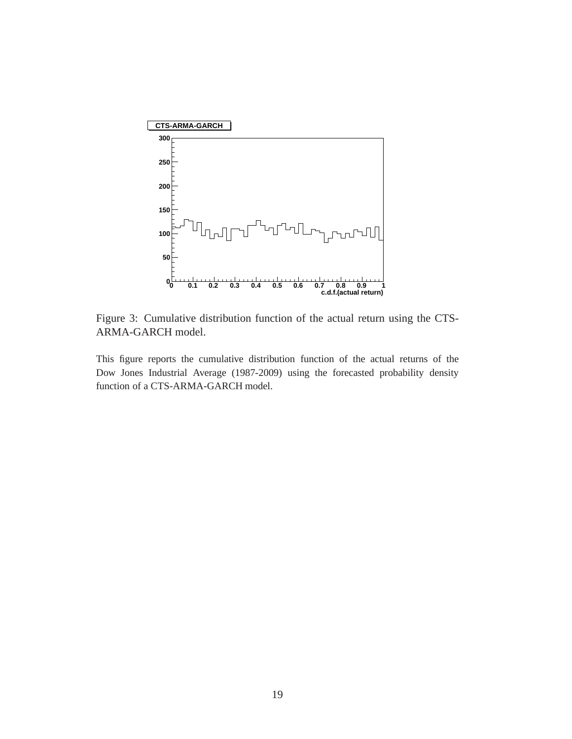Figure 3: Cumulative distribution function of the actual return using the CTS-ARMA-GARCH model.

This figure reports the cumulative distribution function of the actual returns of the Dow Jones Industrial Average (1987-2009) using the forecasted probability density function of a CTS-ARMA-GARCH model.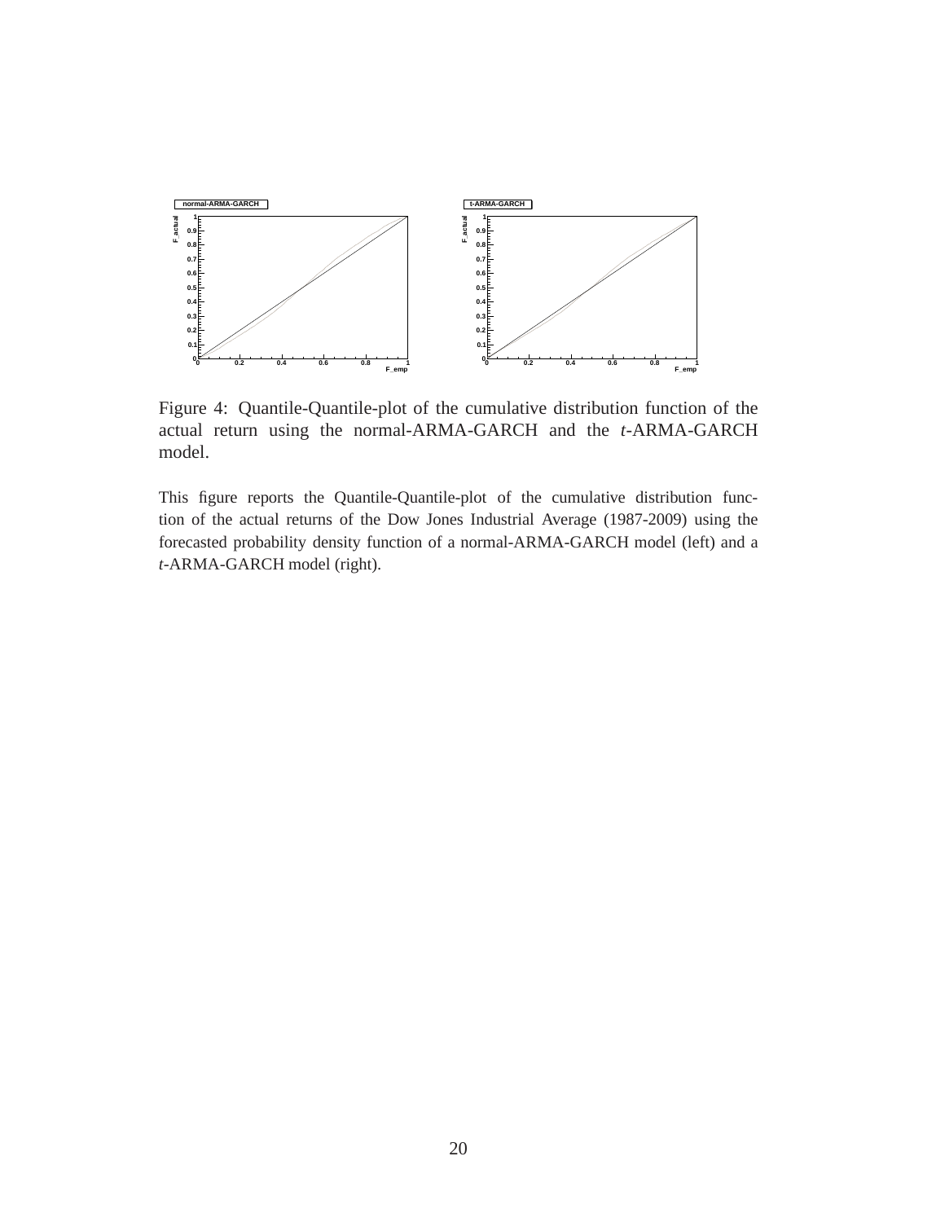Figure 4: Quantile-Quantile-plot of the cumulative distribution function of the actual return using the normal-ARMA-GARCH and the *t*-ARMA-GARCH model.

This figure reports the Quantile-Quantile-plot of the cumulative distribution function of the actual returns of the Dow Jones Industrial Average (1987-2009) using the forecasted probability density function of a normal-ARMA-GARCH model (left) and a *t*-ARMA-GARCH model (right).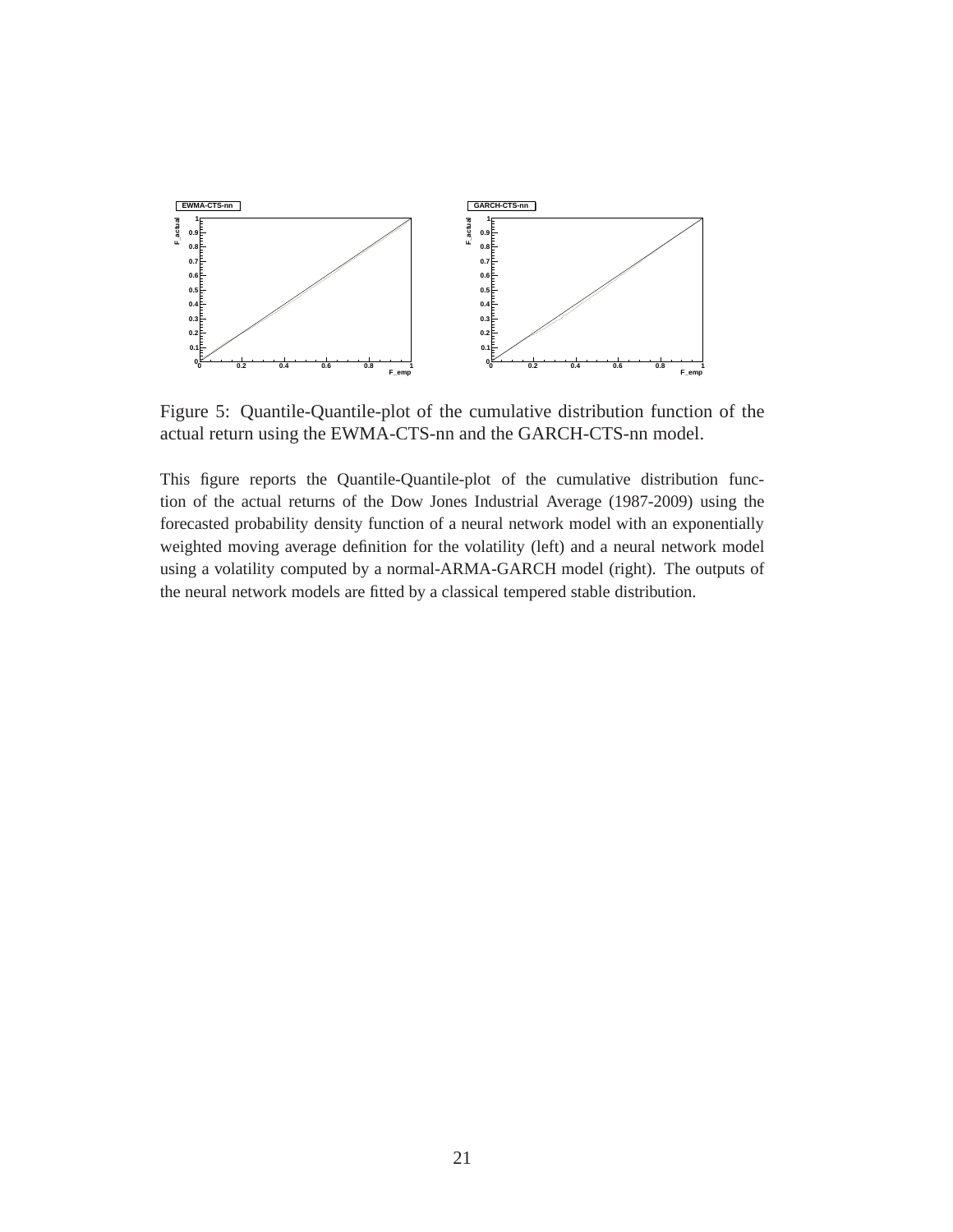Figure 5: Quantile-Quantile-plot of the cumulative distribution function of the actual return using the EWMA-CTS-nn and the GARCH-CTS-nn model.

This figure reports the Quantile-Quantile-plot of the cumulative distribution function of the actual returns of the Dow Jones Industrial Average (1987-2009) using the forecasted probability density function of a neural network model with an exponentially weighted moving average definition for the volatility (left) and a neural network model using a volatility computed by a normal-ARMA-GARCH model (right). The outputs of the neural network models are fitted by a classical tempered stable distribution.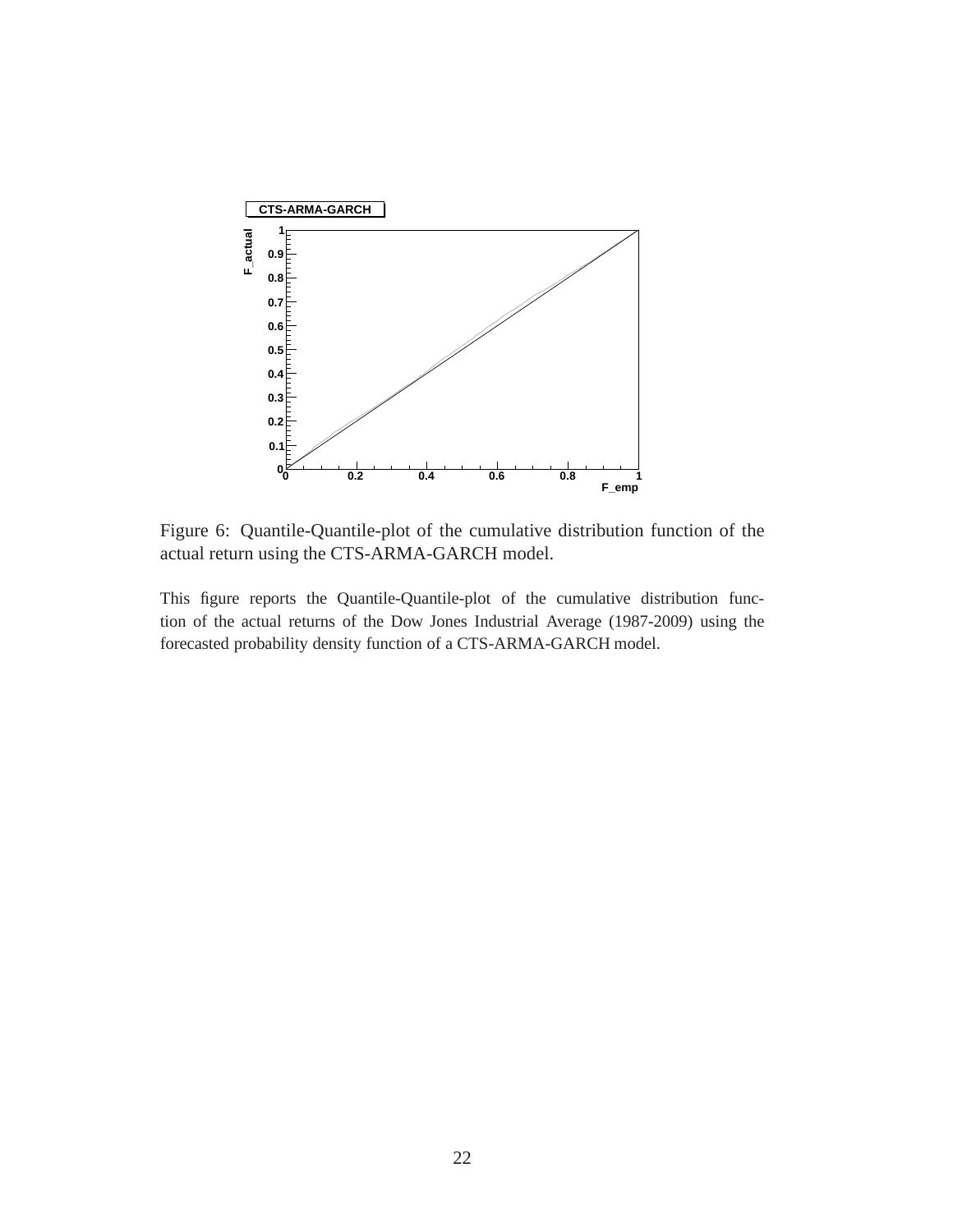Figure 6: Quantile-Quantile-plot of the cumulative distribution function of the actual return using the CTS-ARMA-GARCH model.

This figure reports the Quantile-Quantile-plot of the cumulative distribution function of the actual returns of the Dow Jones Industrial Average (1987-2009) using the forecasted probability density function of a CTS-ARMA-GARCH model.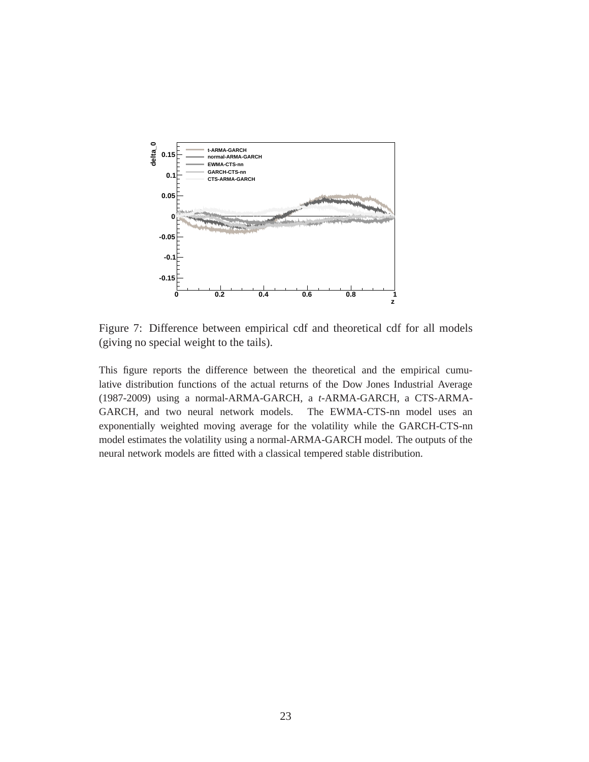Figure 7: Difference between empirical cdf and theoretical cdf for all models (giving no special weight to the tails).

This figure reports the difference between the theoretical and the empirical cumulative distribution functions of the actual returns of the Dow Jones Industrial Average (1987-2009) using a normal-ARMA-GARCH, a *t*-ARMA-GARCH, a CTS-ARMA-GARCH, and two neural network models. The EWMA-CTS-nn model uses an exponentially weighted moving average for the volatility while the GARCH-CTS-nn model estimates the volatility using a normal-ARMA-GARCH model. The outputs of the neural network models are fitted with a classical tempered stable distribution.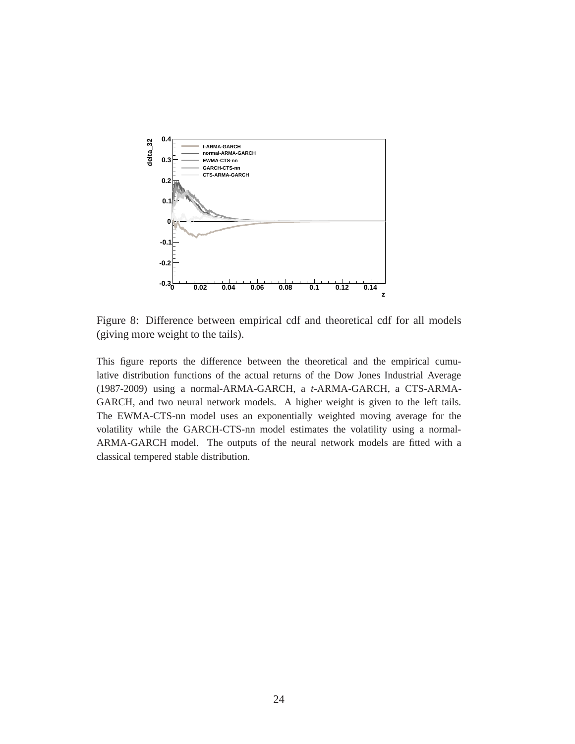Figure 8: Difference between empirical cdf and theoretical cdf for all models (giving more weight to the tails).

This figure reports the difference between the theoretical and the empirical cumulative distribution functions of the actual returns of the Dow Jones Industrial Average (1987-2009) using a normal-ARMA-GARCH, a *t*-ARMA-GARCH, a CTS-ARMA-GARCH, and two neural network models. A higher weight is given to the left tails. The EWMA-CTS-nn model uses an exponentially weighted moving average for the volatility while the GARCH-CTS-nn model estimates the volatility using a normal-ARMA-GARCH model. The outputs of the neural network models are fitted with a classical tempered stable distribution.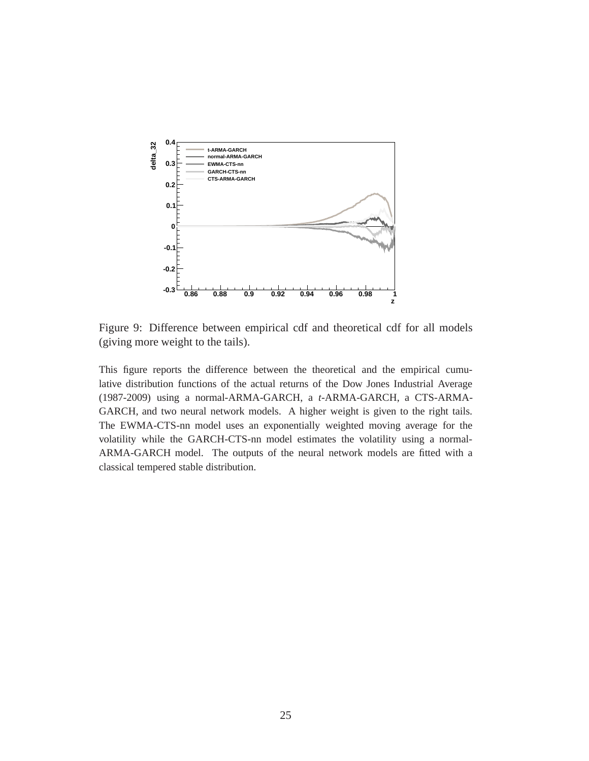Figure 9: Difference between empirical cdf and theoretical cdf for all models (giving more weight to the tails).

This figure reports the difference between the theoretical and the empirical cumulative distribution functions of the actual returns of the Dow Jones Industrial Average (1987-2009) using a normal-ARMA-GARCH, a *t*-ARMA-GARCH, a CTS-ARMA-GARCH, and two neural network models. A higher weight is given to the right tails. The EWMA-CTS-nn model uses an exponentially weighted moving average for the volatility while the GARCH-CTS-nn model estimates the volatility using a normal-ARMA-GARCH model. The outputs of the neural network models are fitted with a classical tempered stable distribution.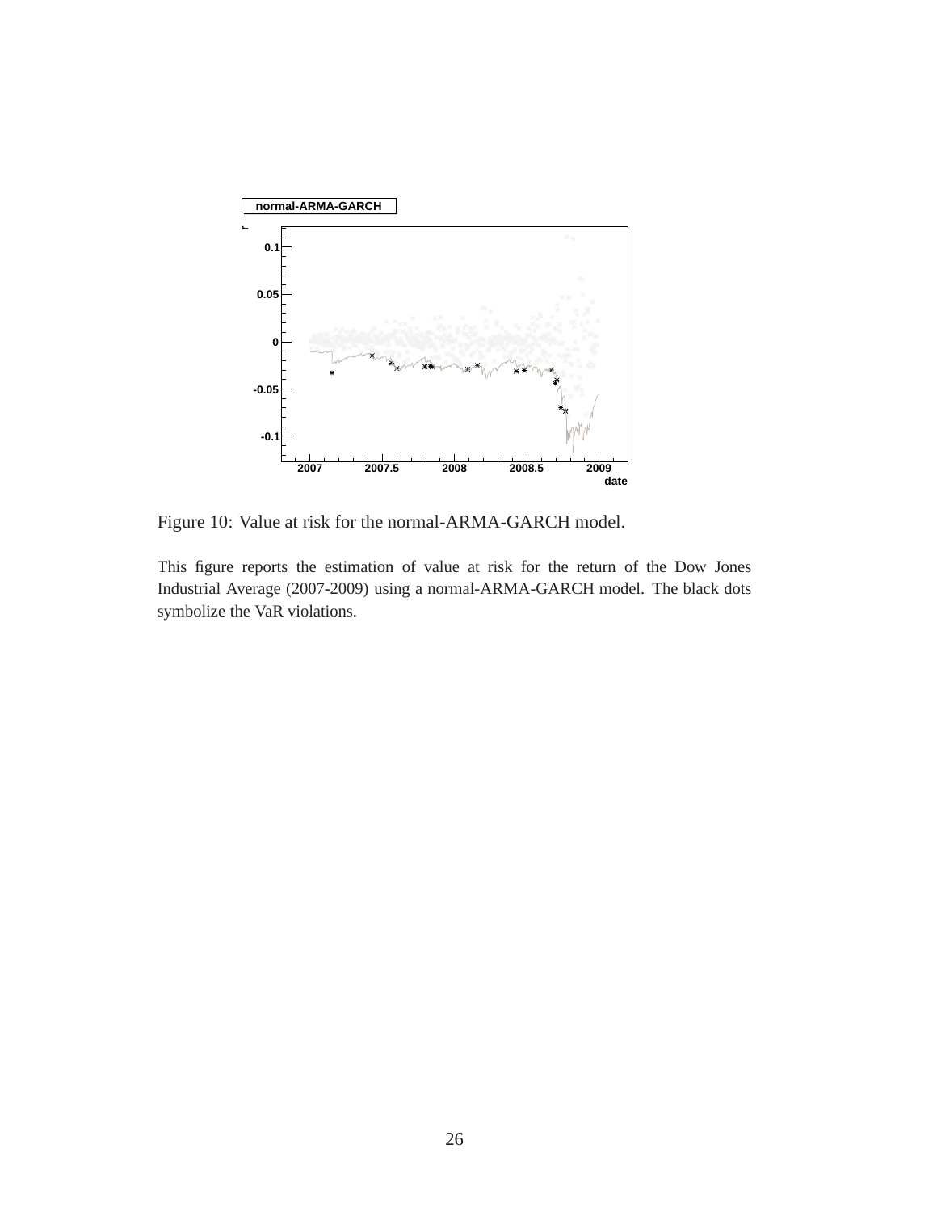Figure 10: Value at risk for the normal-ARMA-GARCH model.

This figure reports the estimation of value at risk for the return of the Dow Jones Industrial Average (2007-2009) using a normal-ARMA-GARCH model. The black dots symbolize the VaR violations.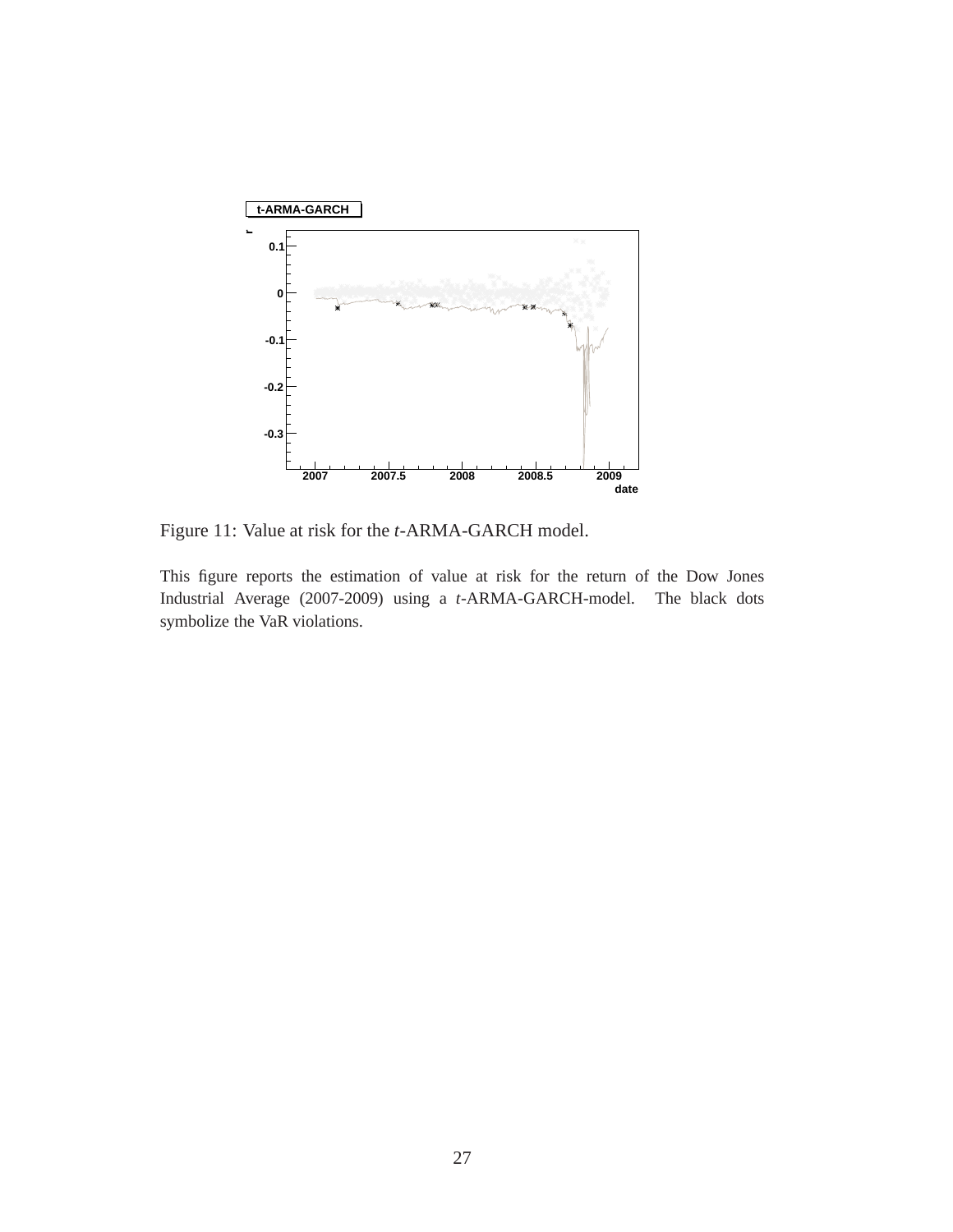Figure 11: Value at risk for the *t*-ARMA-GARCH model.

This figure reports the estimation of value at risk for the return of the Dow Jones Industrial Average (2007-2009) using a *t*-ARMA-GARCH-model. The black dots symbolize the VaR violations.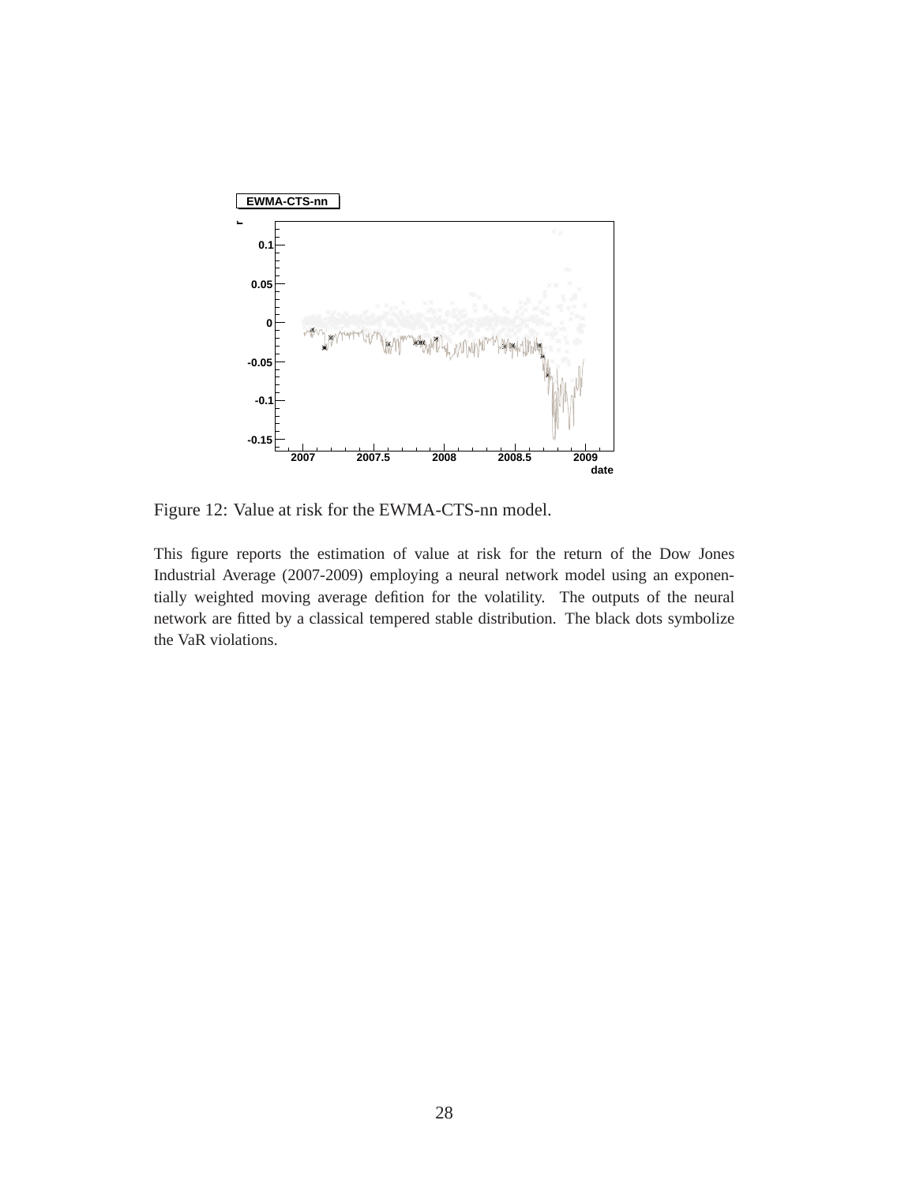Figure 12: Value at risk for the EWMA-CTS-nn model.

This figure reports the estimation of value at risk for the return of the Dow Jones Industrial Average (2007-2009) employing a neural network model using an exponentially weighted moving average defition for the volatility. The outputs of the neural network are fitted by a classical tempered stable distribution. The black dots symbolize the VaR violations.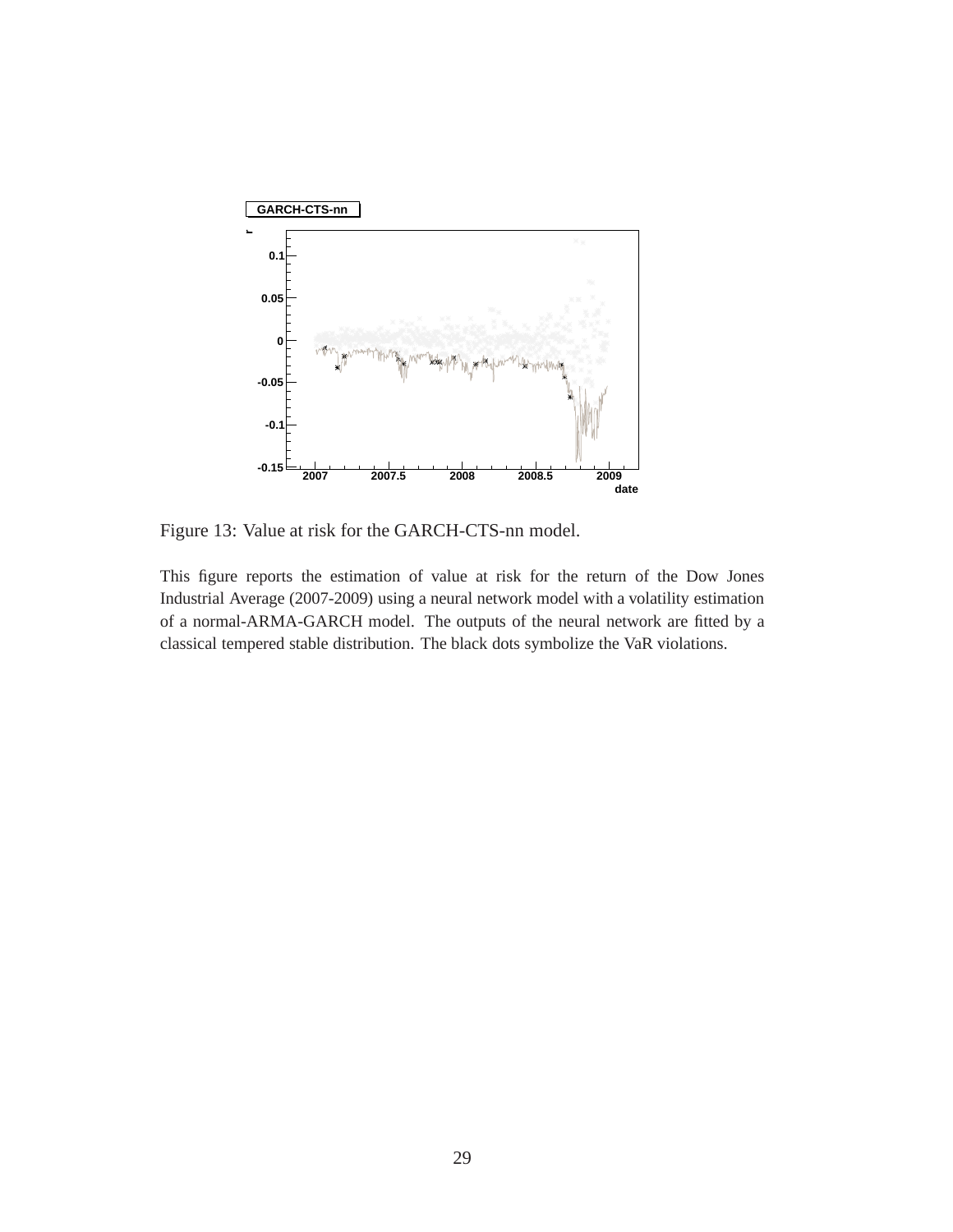Figure 13: Value at risk for the GARCH-CTS-nn model.

This figure reports the estimation of value at risk for the return of the Dow Jones Industrial Average (2007-2009) using a neural network model with a volatility estimation of a normal-ARMA-GARCH model. The outputs of the neural network are fitted by a classical tempered stable distribution. The black dots symbolize the VaR violations.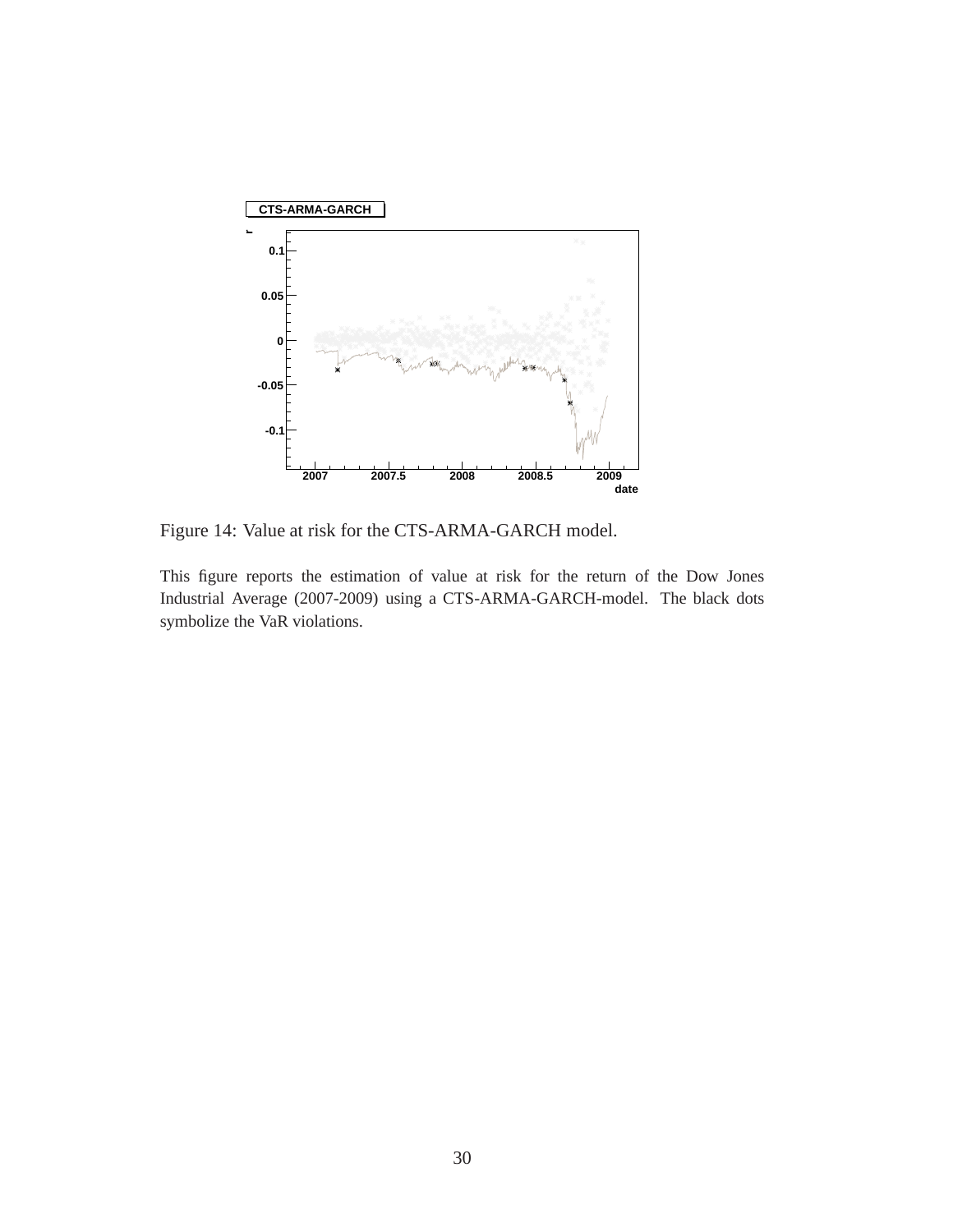Figure 14: Value at risk for the CTS-ARMA-GARCH model.

This figure reports the estimation of value at risk for the return of the Dow Jones Industrial Average (2007-2009) using a CTS-ARMA-GARCH-model. The black dots symbolize the VaR violations.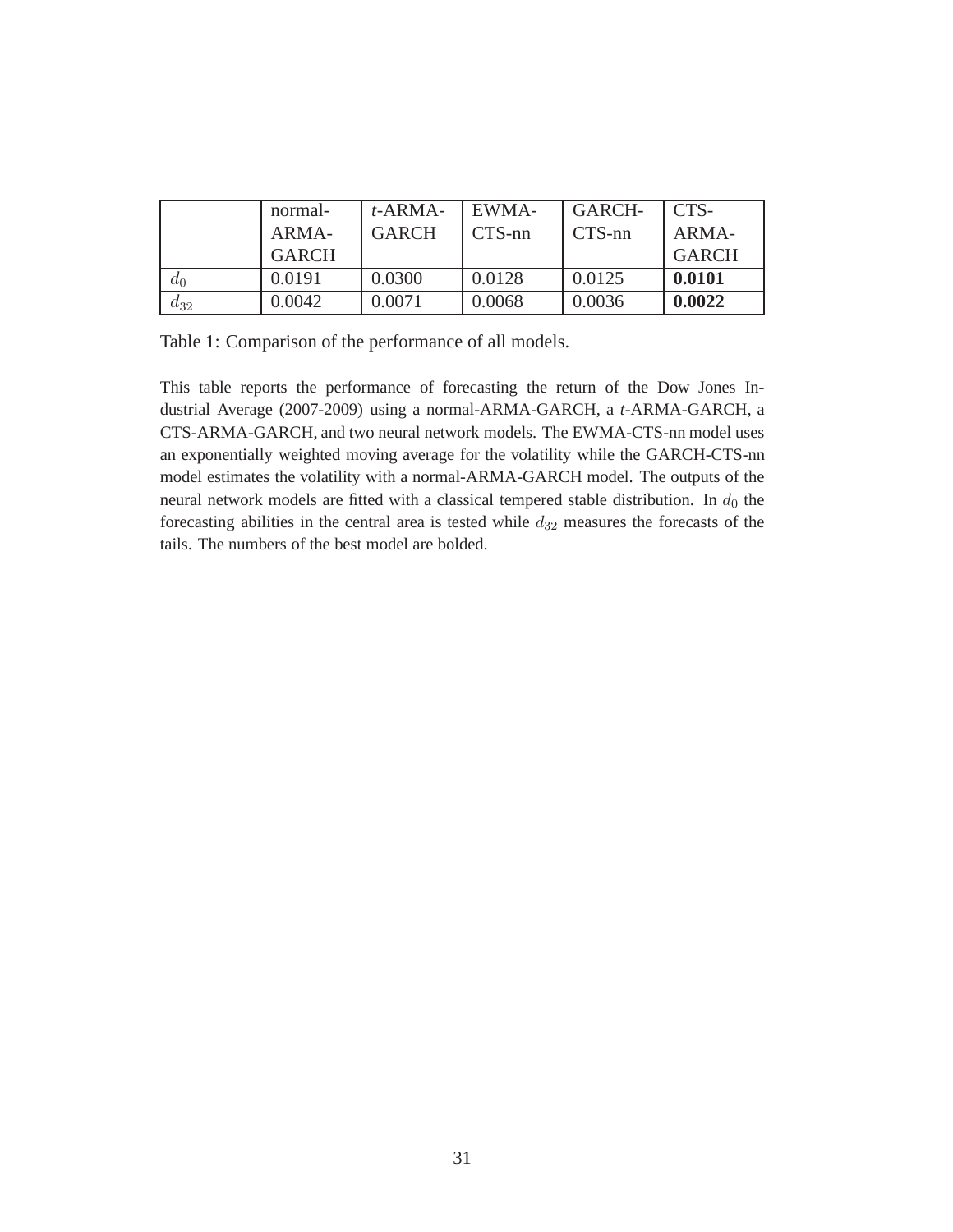|  | normal-ARMA-GARCH | *t*-ARMA-GARCH | EWMA-CTS-nn | GARCH-CTS-nn | CTS-ARMA-GARCH |
|---|---|---|---|---|---|
| $d_0$ | 0.0191 | 0.0300 | 0.0128 | 0.0125 | **0.0101** |
| $d_{32}$ | 0.0042 | 0.0071 | 0.0068 | 0.0036 | **0.0022** |

Table 1: Comparison of the performance of all models.

This table reports the performance of forecasting the return of the Dow Jones Industrial Average (2007-2009) using a normal-ARMA-GARCH, a *t*-ARMA-GARCH, a CTS-ARMA-GARCH, and two neural network models. The EWMA-CTS-nn model uses an exponentially weighted moving average for the volatility while the GARCH-CTS-nn model estimates the volatility with a normal-ARMA-GARCH model. The outputs of the neural network models are fitted with a classical tempered stable distribution. In $d_0$ the forecasting abilities in the central area is tested while $d_{32}$ measures the forecasts of the tails. The numbers of the best model are bolded.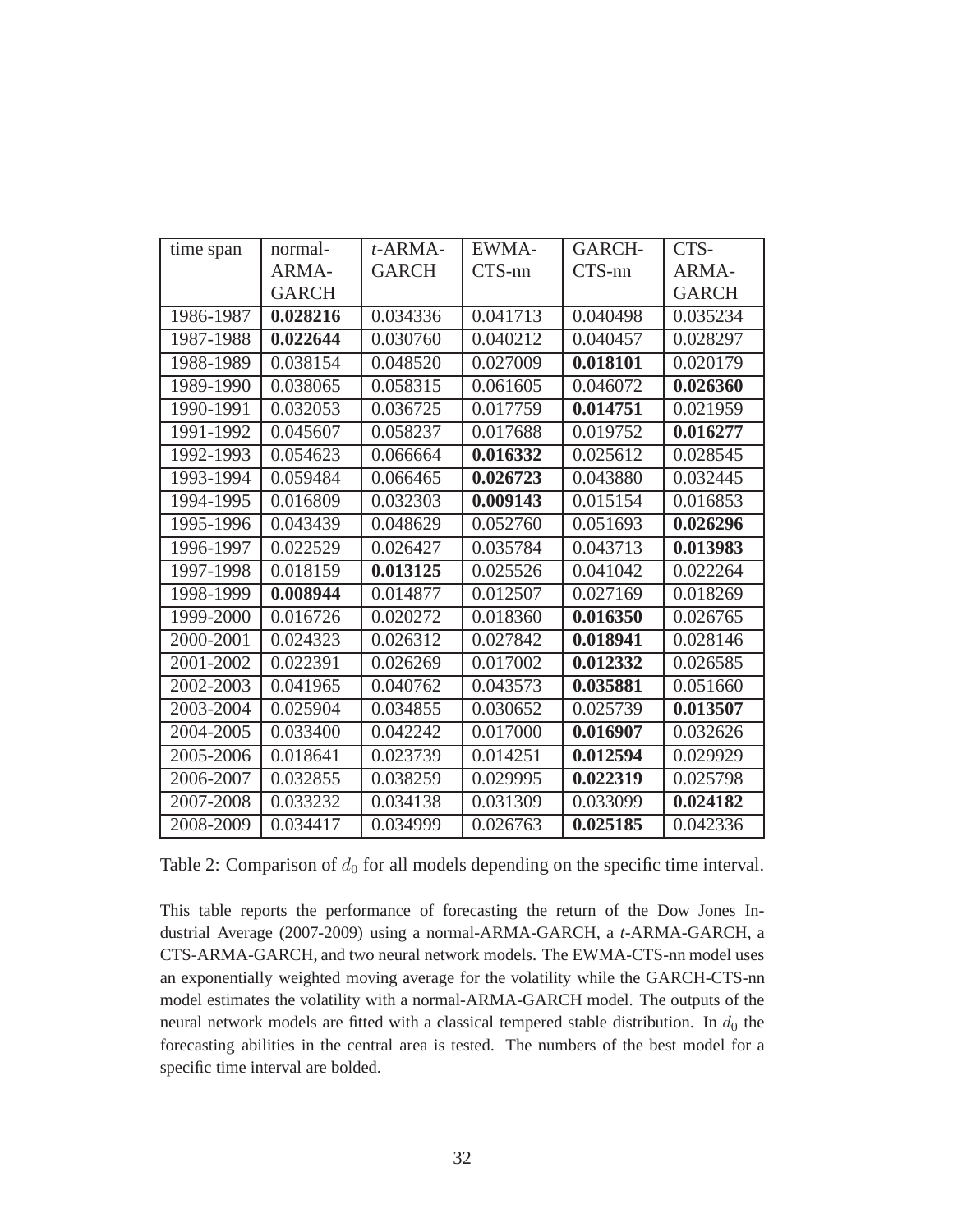| time span | normal-ARMA-GARCH | *t*-ARMA-GARCH | EWMA-CTS-nn | GARCH-CTS-nn | CTS-ARMA-GARCH |
|---|---|---|---|---|---|
| 1986-1987 | **0.028216** | 0.034336 | 0.041713 | 0.040498 | 0.035234 |
| 1987-1988 | **0.022644** | 0.030760 | 0.040212 | 0.040457 | 0.028297 |
| 1988-1989 | 0.038154 | 0.048520 | 0.027009 | **0.018101** | 0.020179 |
| 1989-1990 | 0.038065 | 0.058315 | 0.061605 | 0.046072 | **0.026360** |
| 1990-1991 | 0.032053 | 0.036725 | 0.017759 | **0.014751** | 0.021959 |
| 1991-1992 | 0.045607 | 0.058237 | 0.017688 | 0.019752 | **0.016277** |
| 1992-1993 | 0.054623 | 0.066664 | **0.016332** | 0.025612 | 0.028545 |
| 1993-1994 | 0.059484 | 0.066465 | **0.026723** | 0.043880 | 0.032445 |
| 1994-1995 | 0.016809 | 0.032303 | **0.009143** | 0.015154 | 0.016853 |
| 1995-1996 | 0.043439 | 0.048629 | 0.052760 | 0.051693 | **0.026296** |
| 1996-1997 | 0.022529 | 0.026427 | 0.035784 | 0.043713 | **0.013983** |
| 1997-1998 | 0.018159 | **0.013125** | 0.025526 | 0.041042 | 0.022264 |
| 1998-1999 | **0.008944** | 0.014877 | 0.012507 | 0.027169 | 0.018269 |
| 1999-2000 | 0.016726 | 0.020272 | 0.018360 | **0.016350** | 0.026765 |
| 2000-2001 | 0.024323 | 0.026312 | 0.027842 | **0.018941** | 0.028146 |
| 2001-2002 | 0.022391 | 0.026269 | 0.017002 | **0.012332** | 0.026585 |
| 2002-2003 | 0.041965 | 0.040762 | 0.043573 | **0.035881** | 0.051660 |
| 2003-2004 | 0.025904 | 0.034855 | 0.030652 | 0.025739 | **0.013507** |
| 2004-2005 | 0.033400 | 0.042242 | 0.017000 | **0.016907** | 0.032626 |
| 2005-2006 | 0.018641 | 0.023739 | 0.014251 | **0.012594** | 0.029929 |
| 2006-2007 | 0.032855 | 0.038259 | 0.029995 | **0.022319** | 0.025798 |
| 2007-2008 | 0.033232 | 0.034138 | 0.031309 | 0.033099 | **0.024182** |
| 2008-2009 | 0.034417 | 0.034999 | 0.026763 | **0.025185** | 0.042336 |

Table 2: Comparison of $d_0$ for all models depending on the specific time interval.

This table reports the performance of forecasting the return of the Dow Jones Industrial Average (2007-2009) using a normal-ARMA-GARCH, a *t*-ARMA-GARCH, a CTS-ARMA-GARCH, and two neural network models. The EWMA-CTS-nn model uses an exponentially weighted moving average for the volatility while the GARCH-CTS-nn model estimates the volatility with a normal-ARMA-GARCH model. The outputs of the neural network models are fitted with a classical tempered stable distribution. In $d_0$ the forecasting abilities in the central area is tested. The numbers of the best model for a specific time interval are bolded.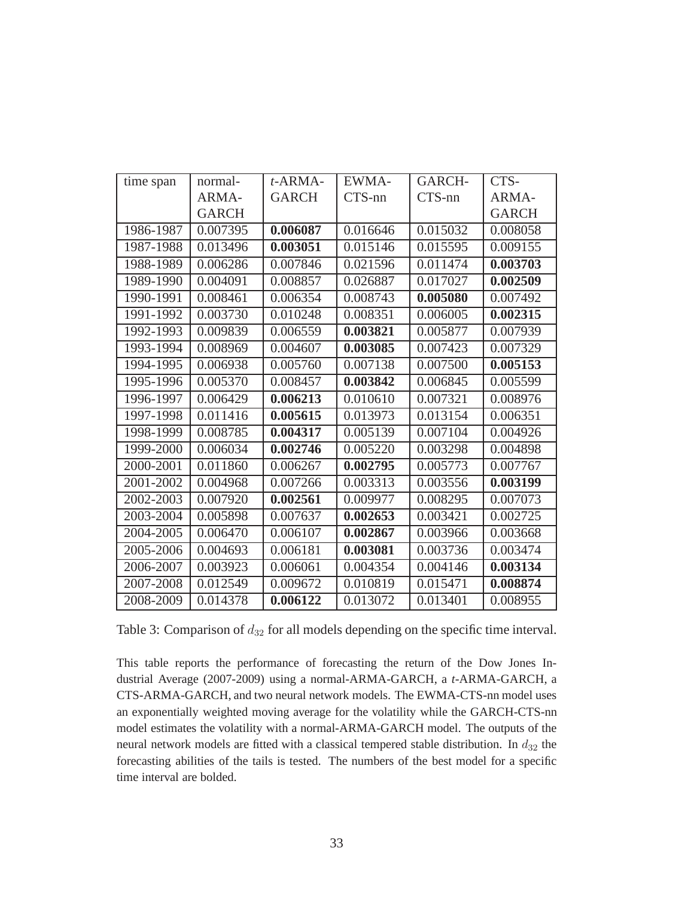| time span | normal-ARMA-GARCH | *t*-ARMA-GARCH | EWMA-CTS-nn | GARCH-CTS-nn | CTS-ARMA-GARCH |
|---|---|---|---|---|---|
| 1986-1987 | 0.007395 | **0.006087** | 0.016646 | 0.015032 | 0.008058 |
| 1987-1988 | 0.013496 | **0.003051** | 0.015146 | 0.015595 | 0.009155 |
| 1988-1989 | 0.006286 | 0.007846 | 0.021596 | 0.011474 | **0.003703** |
| 1989-1990 | 0.004091 | 0.008857 | 0.026887 | 0.017027 | **0.002509** |
| 1990-1991 | 0.008461 | 0.006354 | 0.008743 | **0.005080** | 0.007492 |
| 1991-1992 | 0.003730 | 0.010248 | 0.008351 | 0.006005 | **0.002315** |
| 1992-1993 | 0.009839 | 0.006559 | **0.003821** | 0.005877 | 0.007939 |
| 1993-1994 | 0.008969 | 0.004607 | **0.003085** | 0.007423 | 0.007329 |
| 1994-1995 | 0.006938 | 0.005760 | 0.007138 | 0.007500 | **0.005153** |
| 1995-1996 | 0.005370 | 0.008457 | **0.003842** | 0.006845 | 0.005599 |
| 1996-1997 | 0.006429 | **0.006213** | 0.010610 | 0.007321 | 0.008976 |
| 1997-1998 | 0.011416 | **0.005615** | 0.013973 | 0.013154 | 0.006351 |
| 1998-1999 | 0.008785 | **0.004317** | 0.005139 | 0.007104 | 0.004926 |
| 1999-2000 | 0.006034 | **0.002746** | 0.005220 | 0.003298 | 0.004898 |
| 2000-2001 | 0.011860 | 0.006267 | **0.002795** | 0.005773 | 0.007767 |
| 2001-2002 | 0.004968 | 0.007266 | 0.003313 | 0.003556 | **0.003199** |
| 2002-2003 | 0.007920 | **0.002561** | 0.009977 | 0.008295 | 0.007073 |
| 2003-2004 | 0.005898 | 0.007637 | **0.002653** | 0.003421 | 0.002725 |
| 2004-2005 | 0.006470 | 0.006107 | **0.002867** | 0.003966 | 0.003668 |
| 2005-2006 | 0.004693 | 0.006181 | **0.003081** | 0.003736 | 0.003474 |
| 2006-2007 | 0.003923 | 0.006061 | 0.004354 | 0.004146 | **0.003134** |
| 2007-2008 | 0.012549 | 0.009672 | 0.010819 | 0.015471 | **0.008874** |
| 2008-2009 | 0.014378 | **0.006122** | 0.013072 | 0.013401 | 0.008955 |

Table 3: Comparison of $d_{32}$ for all models depending on the specific time interval.

This table reports the performance of forecasting the return of the Dow Jones Industrial Average (2007-2009) using a normal-ARMA-GARCH, a *t*-ARMA-GARCH, a CTS-ARMA-GARCH, and two neural network models. The EWMA-CTS-nn model uses an exponentially weighted moving average for the volatility while the GARCH-CTS-nn model estimates the volatility with a normal-ARMA-GARCH model. The outputs of the neural network models are fitted with a classical tempered stable distribution. In $d_{32}$ the forecasting abilities of the tails is tested. The numbers of the best model for a specific time interval are bolded.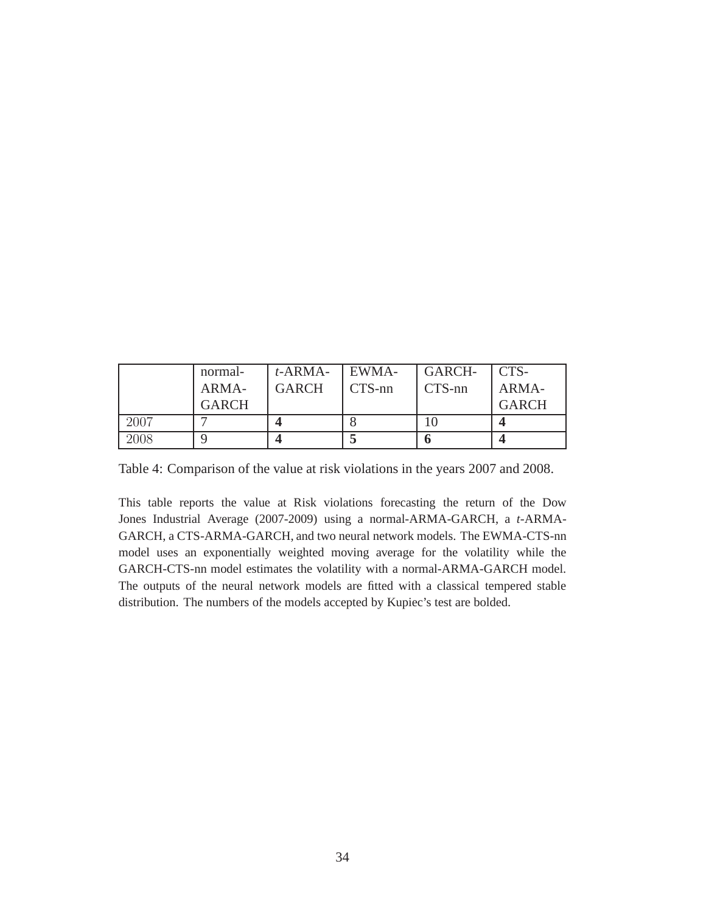| | normal-ARMA-GARCH | *t*-ARMA-GARCH | EWMA-CTS-nn | GARCH-CTS-nn | CTS-ARMA-GARCH |
|---|---|---|---|---|---|
| 2007 | 7 | **4** | 8 | 10 | **4** |
| 2008 | 9 | **4** | **5** | **6** | **4** |

Table 4: Comparison of the value at risk violations in the years 2007 and 2008.

This table reports the value at Risk violations forecasting the return of the Dow Jones Industrial Average (2007-2009) using a normal-ARMA-GARCH, a *t*-ARMA-GARCH, a CTS-ARMA-GARCH, and two neural network models. The EWMA-CTS-nn model uses an exponentially weighted moving average for the volatility while the GARCH-CTS-nn model estimates the volatility with a normal-ARMA-GARCH model. The outputs of the neural network models are fitted with a classical tempered stable distribution. The numbers of the models accepted by Kupiec's test are bolded.